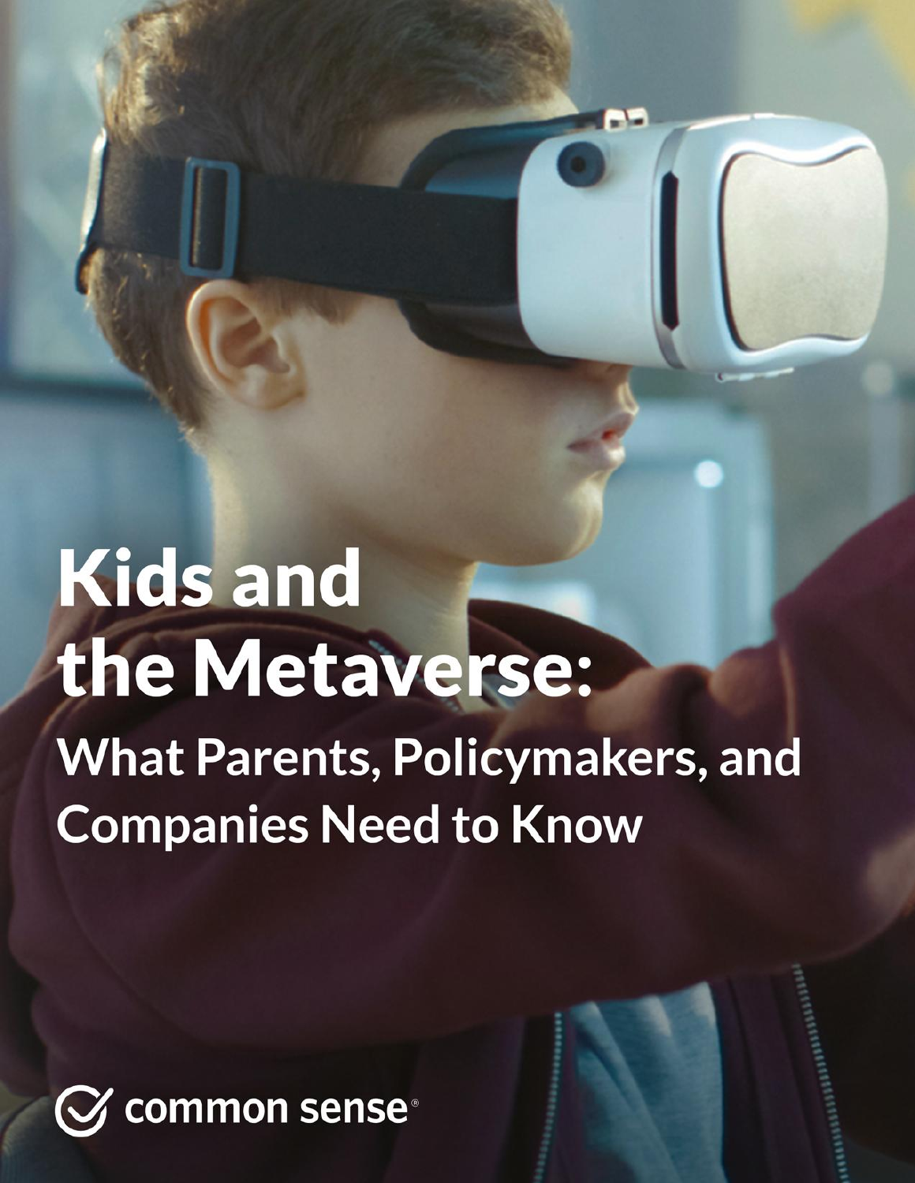# Kids and the Metaverse:

## What Parents, Policymakers, and Companies Need to Know

common sense®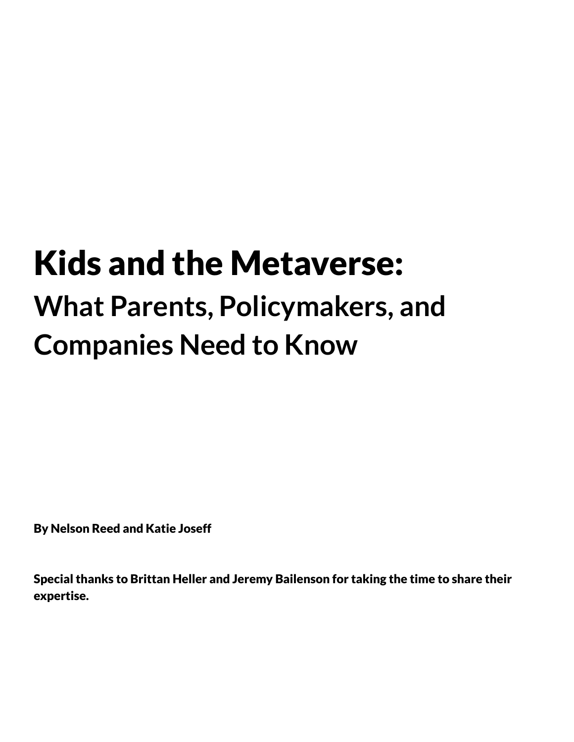# Kids and the Metaverse:

## What Parents, Policymakers, and Companies Need to Know

**By Nelson Reed and Katie Joseff**

**Special thanks to Brittan Heller and Jeremy Bailenson for taking the time to share their expertise.**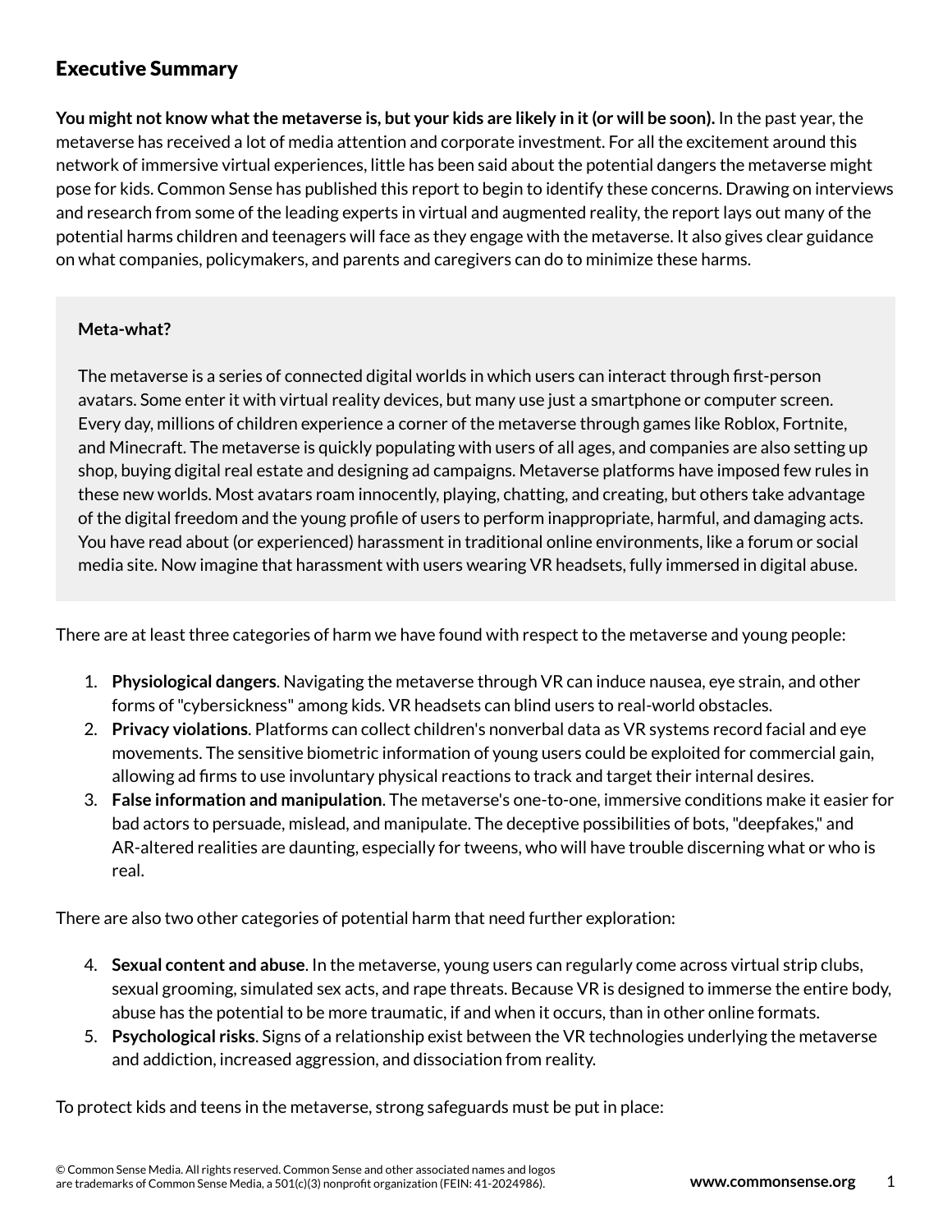## Executive Summary

**You might not know what the metaverse is, but your kids are likely in it (or will be soon).** In the past year, the metaverse has received a lot of media attention and corporate investment. For all the excitement around this network of immersive virtual experiences, little has been said about the potential dangers the metaverse might pose for kids. Common Sense has published this report to begin to identify these concerns. Drawing on interviews and research from some of the leading experts in virtual and augmented reality, the report lays out many of the potential harms children and teenagers will face as they engage with the metaverse. It also gives clear guidance on what companies, policymakers, and parents and caregivers can do to minimize these harms.

> **Meta-what?**
>
> The metaverse is a series of connected digital worlds in which users can interact through first-person avatars. Some enter it with virtual reality devices, but many use just a smartphone or computer screen. Every day, millions of children experience a corner of the metaverse through games like Roblox, Fortnite, and Minecraft. The metaverse is quickly populating with users of all ages, and companies are also setting up shop, buying digital real estate and designing ad campaigns. Metaverse platforms have imposed few rules in these new worlds. Most avatars roam innocently, playing, chatting, and creating, but others take advantage of the digital freedom and the young profile of users to perform inappropriate, harmful, and damaging acts. You have read about (or experienced) harassment in traditional online environments, like a forum or social media site. Now imagine that harassment with users wearing VR headsets, fully immersed in digital abuse.

There are at least three categories of harm we have found with respect to the metaverse and young people:

1. **Physiological dangers**. Navigating the metaverse through VR can induce nausea, eye strain, and other forms of "cybersickness" among kids. VR headsets can blind users to real-world obstacles.
2. **Privacy violations**. Platforms can collect children's nonverbal data as VR systems record facial and eye movements. The sensitive biometric information of young users could be exploited for commercial gain, allowing ad firms to use involuntary physical reactions to track and target their internal desires.
3. **False information and manipulation**. The metaverse's one-to-one, immersive conditions make it easier for bad actors to persuade, mislead, and manipulate. The deceptive possibilities of bots, "deepfakes," and AR-altered realities are daunting, especially for tweens, who will have trouble discerning what or who is real.

There are also two other categories of potential harm that need further exploration:

4. **Sexual content and abuse**. In the metaverse, young users can regularly come across virtual strip clubs, sexual grooming, simulated sex acts, and rape threats. Because VR is designed to immerse the entire body, abuse has the potential to be more traumatic, if and when it occurs, than in other online formats.
5. **Psychological risks**. Signs of a relationship exist between the VR technologies underlying the metaverse and addiction, increased aggression, and dissociation from reality.

To protect kids and teens in the metaverse, strong safeguards must be put in place: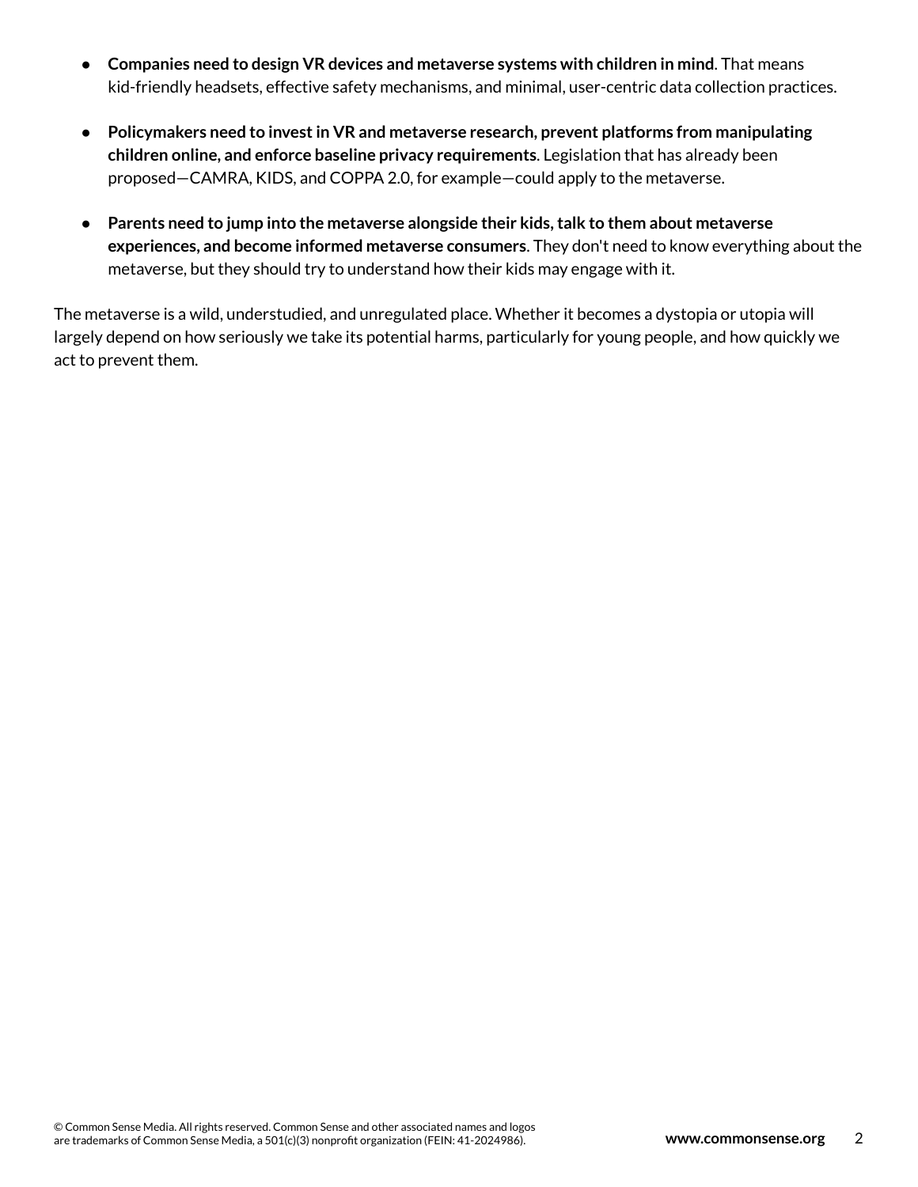- **Companies need to design VR devices and metaverse systems with children in mind**. That means kid-friendly headsets, effective safety mechanisms, and minimal, user-centric data collection practices.

- **Policymakers need to invest in VR and metaverse research, prevent platforms from manipulating children online, and enforce baseline privacy requirements**. Legislation that has already been proposed—CAMRA, KIDS, and COPPA 2.0, for example—could apply to the metaverse.

- **Parents need to jump into the metaverse alongside their kids, talk to them about metaverse experiences, and become informed metaverse consumers**. They don't need to know everything about the metaverse, but they should try to understand how their kids may engage with it.

The metaverse is a wild, understudied, and unregulated place. Whether it becomes a dystopia or utopia will largely depend on how seriously we take its potential harms, particularly for young people, and how quickly we act to prevent them.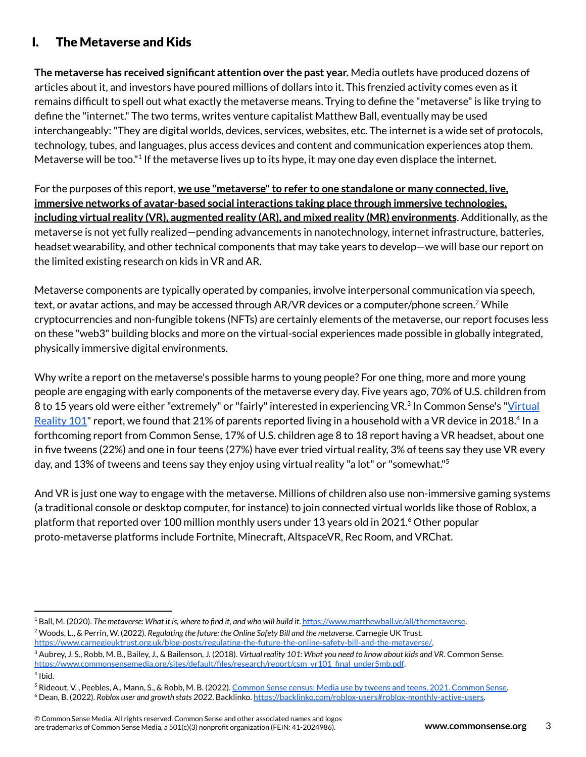## I. The Metaverse and Kids

**The metaverse has received significant attention over the past year.** Media outlets have produced dozens of articles about it, and investors have poured millions of dollars into it. This frenzied activity comes even as it remains difficult to spell out what exactly the metaverse means. Trying to define the "metaverse" is like trying to define the "internet." The two terms, writes venture capitalist Matthew Ball, eventually may be used interchangeably: "They are digital worlds, devices, services, websites, etc. The internet is a wide set of protocols, technology, tubes, and languages, plus access devices and content and communication experiences atop them. Metaverse will be too."[1] If the metaverse lives up to its hype, it may one day even displace the internet.

For the purposes of this report, **we use "metaverse" to refer to one standalone or many connected, live, immersive networks of avatar-based social interactions taking place through immersive technologies, including virtual reality (VR), augmented reality (AR), and mixed reality (MR) environments**. Additionally, as the metaverse is not yet fully realized—pending advancements in nanotechnology, internet infrastructure, batteries, headset wearability, and other technical components that may take years to develop—we will base our report on the limited existing research on kids in VR and AR.

Metaverse components are typically operated by companies, involve interpersonal communication via speech, text, or avatar actions, and may be accessed through AR/VR devices or a computer/phone screen.[2] While cryptocurrencies and non-fungible tokens (NFTs) are certainly elements of the metaverse, our report focuses less on these "web3" building blocks and more on the virtual-social experiences made possible in globally integrated, physically immersive digital environments.

Why write a report on the metaverse's possible harms to young people? For one thing, more and more young people are engaging with early components of the metaverse every day. Five years ago, 70% of U.S. children from 8 to 15 years old were either "extremely" or "fairly" interested in experiencing VR.[3] In Common Sense's "Virtual Reality 101" report, we found that 21% of parents reported living in a household with a VR device in 2018.[4] In a forthcoming report from Common Sense, 17% of U.S. children age 8 to 18 report having a VR headset, about one in five tweens (22%) and one in four teens (27%) have ever tried virtual reality, 3% of teens say they use VR every day, and 13% of tweens and teens say they enjoy using virtual reality "a lot" or "somewhat."[5]

And VR is just one way to engage with the metaverse. Millions of children also use non-immersive gaming systems (a traditional console or desktop computer, for instance) to join connected virtual worlds like those of Roblox, a platform that reported over 100 million monthly users under 13 years old in 2021.[6] Other popular proto-metaverse platforms include Fortnite, Minecraft, AltspaceVR, Rec Room, and VRChat.

---

[1] Ball, M. (2020). *The metaverse: What it is, where to find it, and who will build it.* https://www.matthewball.vc/all/themetaverse.

[2] Woods, L., & Perrin, W. (2022). *Regulating the future: the Online Safety Bill and the metaverse.* Carnegie UK Trust. https://www.carnegieuktrust.org.uk/blog-posts/regulating-the-future-the-online-safety-bill-and-the-metaverse/.

[3] Aubrey, J. S., Robb, M. B., Bailey, J., & Bailenson, J. (2018). *Virtual reality 101: What you need to know about kids and VR*. Common Sense. https://www.commonsensemedia.org/sites/default/files/research/report/csm_vr101_final_under5mb.pdf.

[4] Ibid.

[5] Rideout, V. , Peebles, A., Mann, S., & Robb, M. B. (2022). Common Sense census: Media use by tweens and teens, 2021. Common Sense.

[6] Dean, B. (2022). *Roblox user and growth stats 2022*. Backlinko. https://backlinko.com/roblox-users#roblox-monthly-active-users.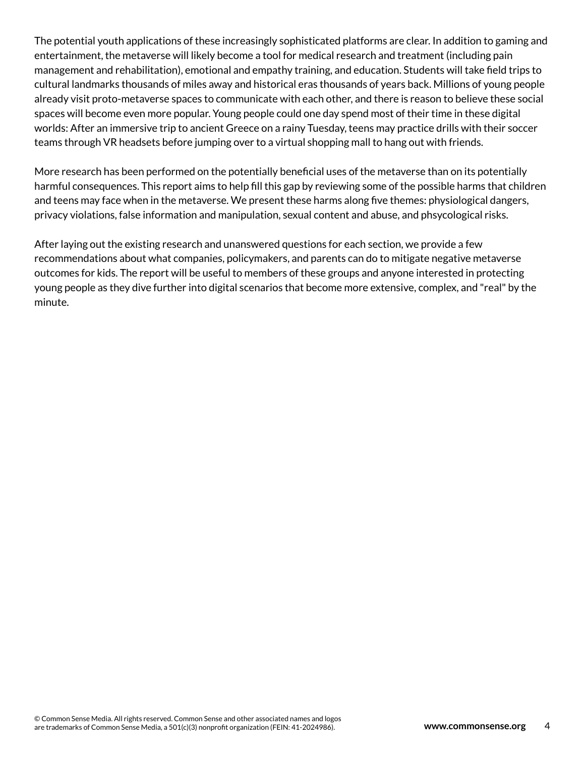The potential youth applications of these increasingly sophisticated platforms are clear. In addition to gaming and entertainment, the metaverse will likely become a tool for medical research and treatment (including pain management and rehabilitation), emotional and empathy training, and education. Students will take field trips to cultural landmarks thousands of miles away and historical eras thousands of years back. Millions of young people already visit proto-metaverse spaces to communicate with each other, and there is reason to believe these social spaces will become even more popular. Young people could one day spend most of their time in these digital worlds: After an immersive trip to ancient Greece on a rainy Tuesday, teens may practice drills with their soccer teams through VR headsets before jumping over to a virtual shopping mall to hang out with friends.

More research has been performed on the potentially beneficial uses of the metaverse than on its potentially harmful consequences. This report aims to help fill this gap by reviewing some of the possible harms that children and teens may face when in the metaverse. We present these harms along five themes: physiological dangers, privacy violations, false information and manipulation, sexual content and abuse, and phsycological risks.

After laying out the existing research and unanswered questions for each section, we provide a few recommendations about what companies, policymakers, and parents can do to mitigate negative metaverse outcomes for kids. The report will be useful to members of these groups and anyone interested in protecting young people as they dive further into digital scenarios that become more extensive, complex, and "real" by the minute.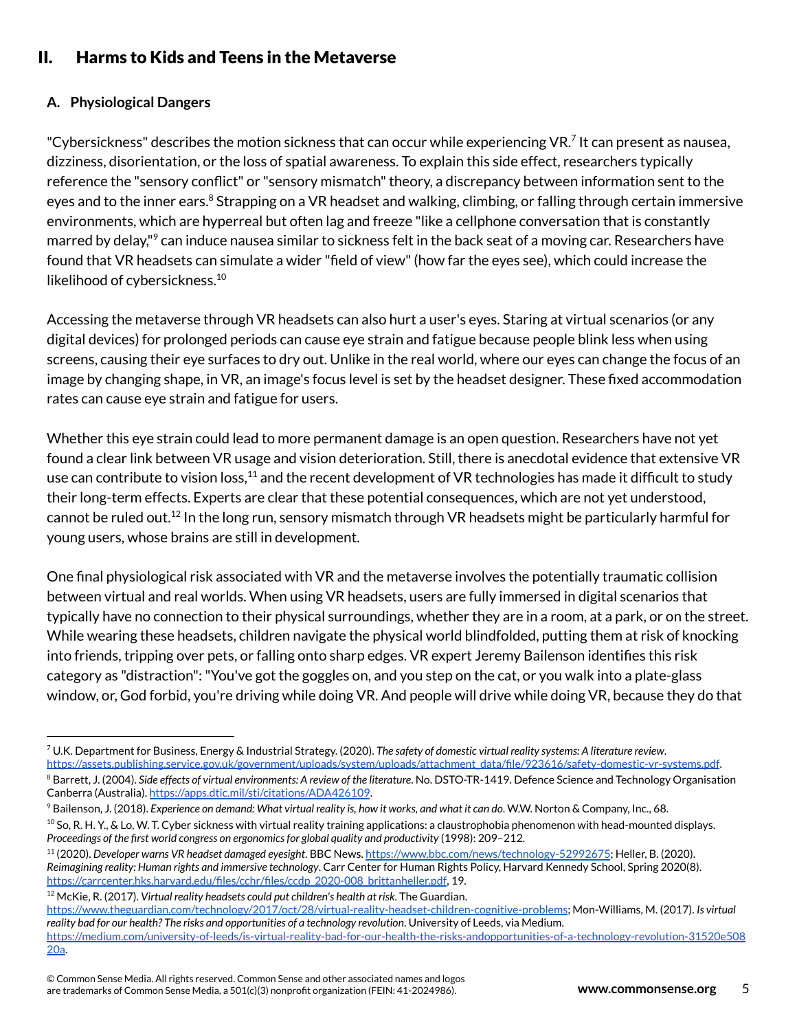## II. Harms to Kids and Teens in the Metaverse

### A. Physiological Dangers

"Cybersickness" describes the motion sickness that can occur while experiencing VR.[7] It can present as nausea, dizziness, disorientation, or the loss of spatial awareness. To explain this side effect, researchers typically reference the "sensory conflict" or "sensory mismatch" theory, a discrepancy between information sent to the eyes and to the inner ears.[8] Strapping on a VR headset and walking, climbing, or falling through certain immersive environments, which are hyperreal but often lag and freeze "like a cellphone conversation that is constantly marred by delay,"[9] can induce nausea similar to sickness felt in the back seat of a moving car. Researchers have found that VR headsets can simulate a wider "field of view" (how far the eyes see), which could increase the likelihood of cybersickness.[10]

Accessing the metaverse through VR headsets can also hurt a user's eyes. Staring at virtual scenarios (or any digital devices) for prolonged periods can cause eye strain and fatigue because people blink less when using screens, causing their eye surfaces to dry out. Unlike in the real world, where our eyes can change the focus of an image by changing shape, in VR, an image's focus level is set by the headset designer. These fixed accommodation rates can cause eye strain and fatigue for users.

Whether this eye strain could lead to more permanent damage is an open question. Researchers have not yet found a clear link between VR usage and vision deterioration. Still, there is anecdotal evidence that extensive VR use can contribute to vision loss,[11] and the recent development of VR technologies has made it difficult to study their long-term effects. Experts are clear that these potential consequences, which are not yet understood, cannot be ruled out.[12] In the long run, sensory mismatch through VR headsets might be particularly harmful for young users, whose brains are still in development.

One final physiological risk associated with VR and the metaverse involves the potentially traumatic collision between virtual and real worlds. When using VR headsets, users are fully immersed in digital scenarios that typically have no connection to their physical surroundings, whether they are in a room, at a park, or on the street. While wearing these headsets, children navigate the physical world blindfolded, putting them at risk of knocking into friends, tripping over pets, or falling onto sharp edges. VR expert Jeremy Bailenson identifies this risk category as "distraction": "You've got the goggles on, and you step on the cat, or you walk into a plate-glass window, or, God forbid, you're driving while doing VR. And people will drive while doing VR, because they do that

---

[7] U.K. Department for Business, Energy & Industrial Strategy. (2020). *The safety of domestic virtual reality systems: A literature review*. https://assets.publishing.service.gov.uk/government/uploads/system/uploads/attachment_data/file/923616/safety-domestic-vr-systems.pdf.

[8] Barrett, J. (2004). *Side effects of virtual environments: A review of the literature*. No. DSTO-TR-1419. Defence Science and Technology Organisation Canberra (Australia). https://apps.dtic.mil/sti/citations/ADA426109.

[9] Bailenson, J. (2018). *Experience on demand: What virtual reality is, how it works, and what it can do*. W.W. Norton & Company, Inc., 68.

[10] So, R. H. Y., & Lo, W. T. Cyber sickness with virtual reality training applications: a claustrophobia phenomenon with head-mounted displays. *Proceedings of the first world congress on ergonomics for global quality and productivity* (1998): 209–212.

[11] (2020). *Developer warns VR headset damaged eyesight*. BBC News. https://www.bbc.com/news/technology-52992675; Heller, B. (2020). *Reimagining reality: Human rights and immersive technology*. Carr Center for Human Rights Policy, Harvard Kennedy School, Spring 2020(8). https://carrcenter.hks.harvard.edu/files/cchr/files/ccdp_2020-008_brittanheller.pdf, 19.

[12] McKie, R. (2017). *Virtual reality headsets could put children's health at risk*. The Guardian. https://www.theguardian.com/technology/2017/oct/28/virtual-reality-headset-children-cognitive-problems; Mon-Williams, M. (2017). *Is virtual reality bad for our health? The risks and opportunities of a technology revolution*. University of Leeds, via Medium. https://medium.com/university-of-leeds/is-virtual-reality-bad-for-our-health-the-risks-andopportunities-of-a-technology-revolution-31520e50820a.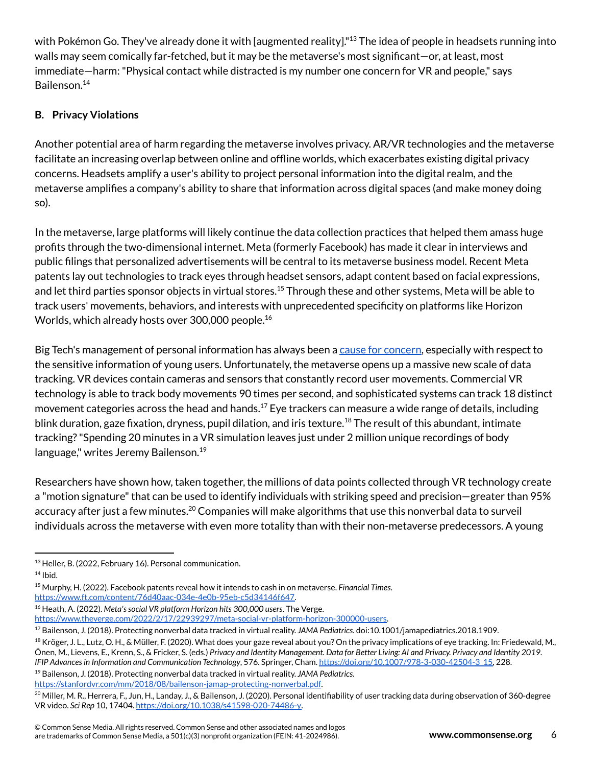with Pokémon Go. They've already done it with [augmented reality]."[13] The idea of people in headsets running into walls may seem comically far-fetched, but it may be the metaverse's most significant—or, at least, most immediate—harm: "Physical contact while distracted is my number one concern for VR and people," says Bailenson.[14]

### B. Privacy Violations

Another potential area of harm regarding the metaverse involves privacy. AR/VR technologies and the metaverse facilitate an increasing overlap between online and offline worlds, which exacerbates existing digital privacy concerns. Headsets amplify a user's ability to project personal information into the digital realm, and the metaverse amplifies a company's ability to share that information across digital spaces (and make money doing so).

In the metaverse, large platforms will likely continue the data collection practices that helped them amass huge profits through the two-dimensional internet. Meta (formerly Facebook) has made it clear in interviews and public filings that personalized advertisements will be central to its metaverse business model. Recent Meta patents lay out technologies to track eyes through headset sensors, adapt content based on facial expressions, and let third parties sponsor objects in virtual stores.[15] Through these and other systems, Meta will be able to track users' movements, behaviors, and interests with unprecedented specificity on platforms like Horizon Worlds, which already hosts over 300,000 people.[16]

Big Tech's management of personal information has always been a cause for concern, especially with respect to the sensitive information of young users. Unfortunately, the metaverse opens up a massive new scale of data tracking. VR devices contain cameras and sensors that constantly record user movements. Commercial VR technology is able to track body movements 90 times per second, and sophisticated systems can track 18 distinct movement categories across the head and hands.[17] Eye trackers can measure a wide range of details, including blink duration, gaze fixation, dryness, pupil dilation, and iris texture.[18] The result of this abundant, intimate tracking? "Spending 20 minutes in a VR simulation leaves just under 2 million unique recordings of body language," writes Jeremy Bailenson.[19]

Researchers have shown how, taken together, the millions of data points collected through VR technology create a "motion signature" that can be used to identify individuals with striking speed and precision—greater than 95% accuracy after just a few minutes.[20] Companies will make algorithms that use this nonverbal data to surveil individuals across the metaverse with even more totality than with their non-metaverse predecessors. A young

---

[13] Heller, B. (2022, February 16). Personal communication.

[14] Ibid.

[15] Murphy, H. (2022). Facebook patents reveal how it intends to cash in on metaverse. *Financial Times*. https://www.ft.com/content/76d40aac-034e-4e0b-95eb-c5d34146f647.

[16] Heath, A. (2022). *Meta's social VR platform Horizon hits 300,000 users*. The Verge. https://www.theverge.com/2022/2/17/22939297/meta-social-vr-platform-horizon-300000-users.

[17] Bailenson, J. (2018). Protecting nonverbal data tracked in virtual reality. *JAMA Pediatrics*. doi:10.1001/jamapediatrics.2018.1909.

[18] Kröger, J. L., Lutz, O. H., & Müller, F. (2020). What does your gaze reveal about you? On the privacy implications of eye tracking. In: Friedewald, M., Önen, M., Lievens, E., Krenn, S., & Fricker, S. (eds.) *Privacy and Identity Management. Data for Better Living: AI and Privacy. Privacy and Identity 2019. IFIP Advances in Information and Communication Technology*, 576. Springer, Cham. https://doi.org/10.1007/978-3-030-42504-3_15, 228.

[19] Bailenson, J. (2018). Protecting nonverbal data tracked in virtual reality. *JAMA Pediatrics*. https://stanfordvr.com/mm/2018/08/bailenson-jamap-protecting-nonverbal.pdf.

[20] Miller, M. R., Herrera, F., Jun, H., Landay, J., & Bailenson, J. (2020). Personal identifiability of user tracking data during observation of 360-degree VR video. *Sci Rep* 10, 17404. https://doi.org/10.1038/s41598-020-74486-y.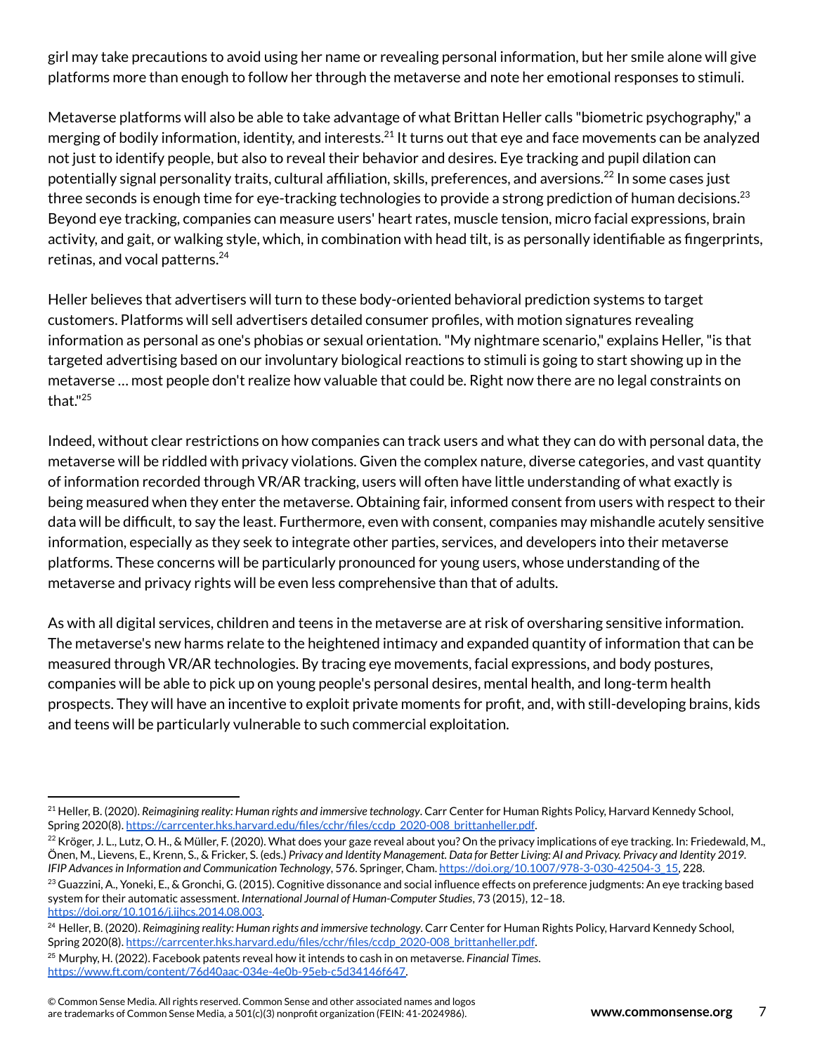girl may take precautions to avoid using her name or revealing personal information, but her smile alone will give platforms more than enough to follow her through the metaverse and note her emotional responses to stimuli.

Metaverse platforms will also be able to take advantage of what Brittan Heller calls "biometric psychography," a merging of bodily information, identity, and interests.[21] It turns out that eye and face movements can be analyzed not just to identify people, but also to reveal their behavior and desires. Eye tracking and pupil dilation can potentially signal personality traits, cultural affiliation, skills, preferences, and aversions.[22] In some cases just three seconds is enough time for eye-tracking technologies to provide a strong prediction of human decisions.[23] Beyond eye tracking, companies can measure users' heart rates, muscle tension, micro facial expressions, brain activity, and gait, or walking style, which, in combination with head tilt, is as personally identifiable as fingerprints, retinas, and vocal patterns.[24]

Heller believes that advertisers will turn to these body-oriented behavioral prediction systems to target customers. Platforms will sell advertisers detailed consumer profiles, with motion signatures revealing information as personal as one's phobias or sexual orientation. "My nightmare scenario," explains Heller, "is that targeted advertising based on our involuntary biological reactions to stimuli is going to start showing up in the metaverse … most people don't realize how valuable that could be. Right now there are no legal constraints on that."[25]

Indeed, without clear restrictions on how companies can track users and what they can do with personal data, the metaverse will be riddled with privacy violations. Given the complex nature, diverse categories, and vast quantity of information recorded through VR/AR tracking, users will often have little understanding of what exactly is being measured when they enter the metaverse. Obtaining fair, informed consent from users with respect to their data will be difficult, to say the least. Furthermore, even with consent, companies may mishandle acutely sensitive information, especially as they seek to integrate other parties, services, and developers into their metaverse platforms. These concerns will be particularly pronounced for young users, whose understanding of the metaverse and privacy rights will be even less comprehensive than that of adults.

As with all digital services, children and teens in the metaverse are at risk of oversharing sensitive information. The metaverse's new harms relate to the heightened intimacy and expanded quantity of information that can be measured through VR/AR technologies. By tracing eye movements, facial expressions, and body postures, companies will be able to pick up on young people's personal desires, mental health, and long-term health prospects. They will have an incentive to exploit private moments for profit, and, with still-developing brains, kids and teens will be particularly vulnerable to such commercial exploitation.

---

[21] Heller, B. (2020). *Reimagining reality: Human rights and immersive technology*. Carr Center for Human Rights Policy, Harvard Kennedy School, Spring 2020(8). https://carrcenter.hks.harvard.edu/files/cchr/files/ccdp_2020-008_brittanheller.pdf.

[22] Kröger, J. L., Lutz, O. H., & Müller, F. (2020). What does your gaze reveal about you? On the privacy implications of eye tracking. In: Friedewald, M., Önen, M., Lievens, E., Krenn, S., & Fricker, S. (eds.) *Privacy and Identity Management. Data for Better Living: AI and Privacy. Privacy and Identity 2019. IFIP Advances in Information and Communication Technology*, 576. Springer, Cham. https://doi.org/10.1007/978-3-030-42504-3_15, 228.

[23] Guazzini, A., Yoneki, E., & Gronchi, G. (2015). Cognitive dissonance and social influence effects on preference judgments: An eye tracking based system for their automatic assessment. *International Journal of Human-Computer Studies*, 73 (2015), 12–18. https://doi.org/10.1016/j.ijhcs.2014.08.003.

[24] Heller, B. (2020). *Reimagining reality: Human rights and immersive technology*. Carr Center for Human Rights Policy, Harvard Kennedy School, Spring 2020(8). https://carrcenter.hks.harvard.edu/files/cchr/files/ccdp_2020-008_brittanheller.pdf.

[25] Murphy, H. (2022). Facebook patents reveal how it intends to cash in on metaverse. *Financial Times*. https://www.ft.com/content/76d40aac-034e-4e0b-95eb-c5d34146f647.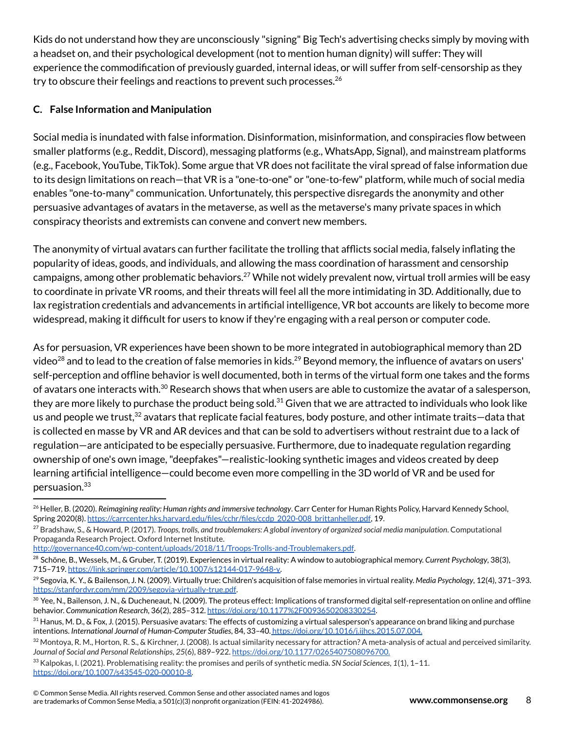Kids do not understand how they are unconsciously "signing" Big Tech's advertising checks simply by moving with a headset on, and their psychological development (not to mention human dignity) will suffer: They will experience the commodification of previously guarded, internal ideas, or will suffer from self-censorship as they try to obscure their feelings and reactions to prevent such processes.[26]

### C. False Information and Manipulation

Social media is inundated with false information. Disinformation, misinformation, and conspiracies flow between smaller platforms (e.g., Reddit, Discord), messaging platforms (e.g., WhatsApp, Signal), and mainstream platforms (e.g., Facebook, YouTube, TikTok). Some argue that VR does not facilitate the viral spread of false information due to its design limitations on reach—that VR is a "one-to-one" or "one-to-few" platform, while much of social media enables "one-to-many" communication. Unfortunately, this perspective disregards the anonymity and other persuasive advantages of avatars in the metaverse, as well as the metaverse's many private spaces in which conspiracy theorists and extremists can convene and convert new members.

The anonymity of virtual avatars can further facilitate the trolling that afflicts social media, falsely inflating the popularity of ideas, goods, and individuals, and allowing the mass coordination of harassment and censorship campaigns, among other problematic behaviors.[27] While not widely prevalent now, virtual troll armies will be easy to coordinate in private VR rooms, and their threats will feel all the more intimidating in 3D. Additionally, due to lax registration credentials and advancements in artificial intelligence, VR bot accounts are likely to become more widespread, making it difficult for users to know if they're engaging with a real person or computer code.

As for persuasion, VR experiences have been shown to be more integrated in autobiographical memory than 2D video[28] and to lead to the creation of false memories in kids.[29] Beyond memory, the influence of avatars on users' self-perception and offline behavior is well documented, both in terms of the virtual form one takes and the forms of avatars one interacts with.[30] Research shows that when users are able to customize the avatar of a salesperson, they are more likely to purchase the product being sold.[31] Given that we are attracted to individuals who look like us and people we trust,[32] avatars that replicate facial features, body posture, and other intimate traits—data that is collected en masse by VR and AR devices and that can be sold to advertisers without restraint due to a lack of regulation—are anticipated to be especially persuasive. Furthermore, due to inadequate regulation regarding ownership of one's own image, "deepfakes"—realistic-looking synthetic images and videos created by deep learning artificial intelligence—could become even more compelling in the 3D world of VR and be used for persuasion.[33]

---

[26] Heller, B. (2020). *Reimagining reality: Human rights and immersive technology*. Carr Center for Human Rights Policy, Harvard Kennedy School, Spring 2020(8). https://carrcenter.hks.harvard.edu/files/cchr/files/ccdp_2020-008_brittanheller.pdf, 19.

[27] Bradshaw, S., & Howard, P. (2017). *Troops, trolls, and troublemakers: A global inventory of organized social media manipulation*. Computational Propaganda Research Project. Oxford Internet Institute. http://governance40.com/wp-content/uploads/2018/11/Troops-Trolls-and-Troublemakers.pdf.

[28] Schöne, B., Wessels, M., & Gruber, T. (2019). Experiences in virtual reality: A window to autobiographical memory. *Current Psychology*, 38(3), 715–719. https://link.springer.com/article/10.1007/s12144-017-9648-y.

[29] Segovia, K. Y., & Bailenson, J. N. (2009). Virtually true: Children's acquisition of false memories in virtual reality. *Media Psychology*, 12(4), 371–393. https://stanfordvr.com/mm/2009/segovia-virtually-true.pdf.

[30] Yee, N., Bailenson, J. N., & Ducheneaut, N. (2009). The proteus effect: Implications of transformed digital self-representation on online and offline behavior. *Communication Research*, 36(2), 285–312. https://doi.org/10.1177%2F0093650208330254.

[31] Hanus, M. D., & Fox, J. (2015). Persuasive avatars: The effects of customizing a virtual salesperson's appearance on brand liking and purchase intentions. *International Journal of Human-Computer Studies*, 84, 33–40. https://doi.org/10.1016/j.ijhcs.2015.07.004.

[32] Montoya, R. M., Horton, R. S., & Kirchner, J. (2008). Is actual similarity necessary for attraction? A meta-analysis of actual and perceived similarity. *Journal of Social and Personal Relationships*, *25*(6), 889–922. https://doi.org/10.1177/0265407508096700.

[33] Kalpokas, I. (2021). Problematising reality: the promises and perils of synthetic media. *SN Social Sciences*, *1*(1), 1–11. https://doi.org/10.1007/s43545-020-00010-8.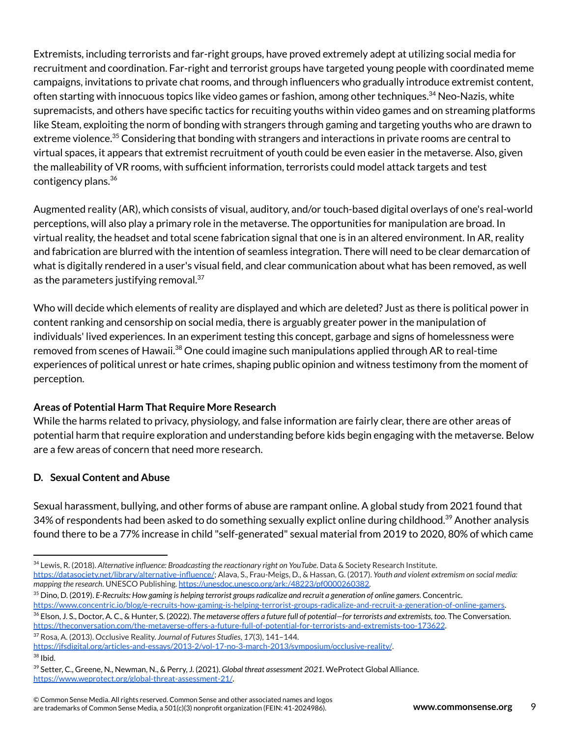Extremists, including terrorists and far-right groups, have proved extremely adept at utilizing social media for recruitment and coordination. Far-right and terrorist groups have targeted young people with coordinated meme campaigns, invitations to private chat rooms, and through influencers who gradually introduce extremist content, often starting with innocuous topics like video games or fashion, among other techniques.[34] Neo-Nazis, white supremacists, and others have specific tactics for recuiting youths within video games and on streaming platforms like Steam, exploiting the norm of bonding with strangers through gaming and targeting youths who are drawn to extreme violence.[35] Considering that bonding with strangers and interactions in private rooms are central to virtual spaces, it appears that extremist recruitment of youth could be even easier in the metaverse. Also, given the malleability of VR rooms, with sufficient information, terrorists could model attack targets and test contigency plans.[36]

Augmented reality (AR), which consists of visual, auditory, and/or touch-based digital overlays of one's real-world perceptions, will also play a primary role in the metaverse. The opportunities for manipulation are broad. In virtual reality, the headset and total scene fabrication signal that one is in an altered environment. In AR, reality and fabrication are blurred with the intention of seamless integration. There will need to be clear demarcation of what is digitally rendered in a user's visual field, and clear communication about what has been removed, as well as the parameters justifying removal.[37]

Who will decide which elements of reality are displayed and which are deleted? Just as there is political power in content ranking and censorship on social media, there is arguably greater power in the manipulation of individuals' lived experiences. In an experiment testing this concept, garbage and signs of homelessness were removed from scenes of Hawaii.[38] One could imagine such manipulations applied through AR to real-time experiences of political unrest or hate crimes, shaping public opinion and witness testimony from the moment of perception.

### Areas of Potential Harm That Require More Research

While the harms related to privacy, physiology, and false information are fairly clear, there are other areas of potential harm that require exploration and understanding before kids begin engaging with the metaverse. Below are a few areas of concern that need more research.

### D. Sexual Content and Abuse

Sexual harassment, bullying, and other forms of abuse are rampant online. A global study from 2021 found that 34% of respondents had been asked to do something sexually explict online during childhood.[39] Another analysis found there to be a 77% increase in child "self-generated" sexual material from 2019 to 2020, 80% of which came

---

[34] Lewis, R. (2018). *Alternative influence: Broadcasting the reactionary right on YouTube*. Data & Society Research Institute. https://datasociety.net/library/alternative-influence/; Alava, S., Frau-Meigs, D., & Hassan, G. (2017). *Youth and violent extremism on social media: mapping the research*. UNESCO Publishing. https://unesdoc.unesco.org/ark:/48223/pf0000260382.

[35] Dino, D. (2019). *E-Recruits: How gaming is helping terrorist groups radicalize and recruit a generation of online gamers*. Concentric. https://www.concentric.io/blog/e-recruits-how-gaming-is-helping-terrorist-groups-radicalize-and-recruit-a-generation-of-online-gamers.

[36] Elson, J. S., Doctor, A. C., & Hunter, S. (2022). *The metaverse offers a future full of potential—for terrorists and extremists, too*. The Conversation. https://theconversation.com/the-metaverse-offers-a-future-full-of-potential-for-terrorists-and-extremists-too-173622.

[37] Rosa, A. (2013). Occlusive Reality. *Journal of Futures Studies*, *17*(3), 141–144. https://jfsdigital.org/articles-and-essays/2013-2/vol-17-no-3-march-2013/symposium/occlusive-reality/.

[38] Ibid.

[39] Setter, C., Greene, N., Newman, N., & Perry, J. (2021). *Global threat assessment 2021*. WeProtect Global Alliance. https://www.weprotect.org/global-threat-assessment-21/.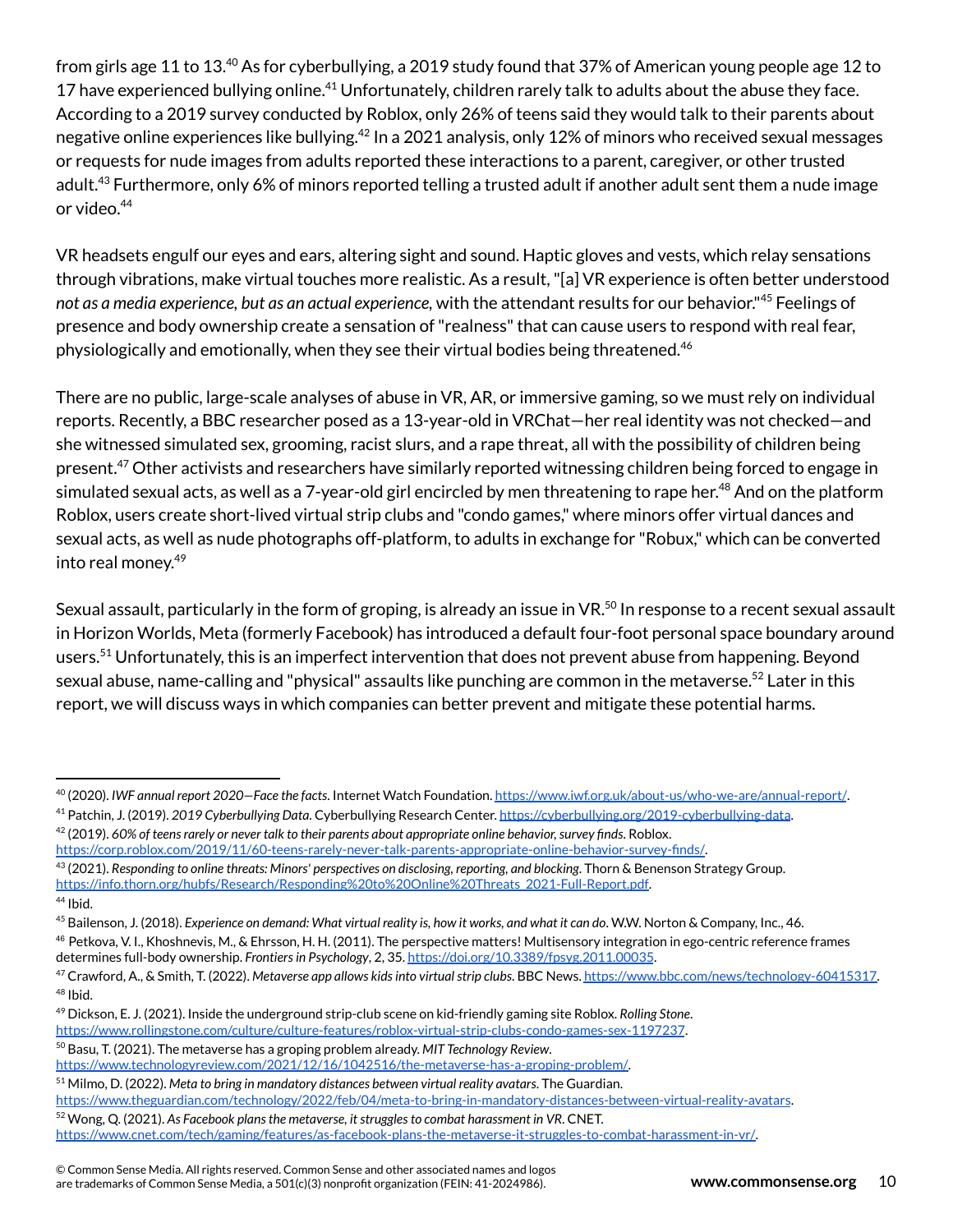from girls age 11 to 13.[40] As for cyberbullying, a 2019 study found that 37% of American young people age 12 to 17 have experienced bullying online.[41] Unfortunately, children rarely talk to adults about the abuse they face. According to a 2019 survey conducted by Roblox, only 26% of teens said they would talk to their parents about negative online experiences like bullying.[42] In a 2021 analysis, only 12% of minors who received sexual messages or requests for nude images from adults reported these interactions to a parent, caregiver, or other trusted adult.[43] Furthermore, only 6% of minors reported telling a trusted adult if another adult sent them a nude image or video.[44]

VR headsets engulf our eyes and ears, altering sight and sound. Haptic gloves and vests, which relay sensations through vibrations, make virtual touches more realistic. As a result, "[a] VR experience is often better understood *not as a media experience, but as an actual experience*, with the attendant results for our behavior."[45] Feelings of presence and body ownership create a sensation of "realness" that can cause users to respond with real fear, physiologically and emotionally, when they see their virtual bodies being threatened.[46]

There are no public, large-scale analyses of abuse in VR, AR, or immersive gaming, so we must rely on individual reports. Recently, a BBC researcher posed as a 13-year-old in VRChat—her real identity was not checked—and she witnessed simulated sex, grooming, racist slurs, and a rape threat, all with the possibility of children being present.[47] Other activists and researchers have similarly reported witnessing children being forced to engage in simulated sexual acts, as well as a 7-year-old girl encircled by men threatening to rape her.[48] And on the platform Roblox, users create short-lived virtual strip clubs and "condo games," where minors offer virtual dances and sexual acts, as well as nude photographs off-platform, to adults in exchange for "Robux," which can be converted into real money.[49]

Sexual assault, particularly in the form of groping, is already an issue in VR.[50] In response to a recent sexual assault in Horizon Worlds, Meta (formerly Facebook) has introduced a default four-foot personal space boundary around users.[51] Unfortunately, this is an imperfect intervention that does not prevent abuse from happening. Beyond sexual abuse, name-calling and "physical" assaults like punching are common in the metaverse.[52] Later in this report, we will discuss ways in which companies can better prevent and mitigate these potential harms.

---

[40] (2020). *IWF annual report 2020—Face the facts*. Internet Watch Foundation. https://www.iwf.org.uk/about-us/who-we-are/annual-report/.

[41] Patchin, J. (2019). *2019 Cyberbullying Data*. Cyberbullying Research Center. https://cyberbullying.org/2019-cyberbullying-data.

[42] (2019). *60% of teens rarely or never talk to their parents about appropriate online behavior, survey finds*. Roblox. https://corp.roblox.com/2019/11/60-teens-rarely-never-talk-parents-appropriate-online-behavior-survey-finds/.

[43] (2021). *Responding to online threats: Minors' perspectives on disclosing, reporting, and blocking*. Thorn & Benenson Strategy Group. https://info.thorn.org/hubfs/Research/Responding%20to%20Online%20Threats_2021-Full-Report.pdf.

[44] Ibid.

[45] Bailenson, J. (2018). *Experience on demand: What virtual reality is, how it works, and what it can do*. W.W. Norton & Company, Inc., 46.

[46] Petkova, V. I., Khoshnevis, M., & Ehrsson, H. H. (2011). The perspective matters! Multisensory integration in ego-centric reference frames determines full-body ownership. *Frontiers in Psychology*, 2, 35. https://doi.org/10.3389/fpsyg.2011.00035.

[47] Crawford, A., & Smith, T. (2022). *Metaverse app allows kids into virtual strip clubs*. BBC News. https://www.bbc.com/news/technology-60415317.

[48] Ibid.

[49] Dickson, E. J. (2021). Inside the underground strip-club scene on kid-friendly gaming site Roblox. *Rolling Stone*. https://www.rollingstone.com/culture/culture-features/roblox-virtual-strip-clubs-condo-games-sex-1197237.

[50] Basu, T. (2021). The metaverse has a groping problem already. *MIT Technology Review*. https://www.technologyreview.com/2021/12/16/1042516/the-metaverse-has-a-groping-problem/.

[51] Milmo, D. (2022). *Meta to bring in mandatory distances between virtual reality avatars*. The Guardian. https://www.theguardian.com/technology/2022/feb/04/meta-to-bring-in-mandatory-distances-between-virtual-reality-avatars.

[52] Wong, Q. (2021). *As Facebook plans the metaverse, it struggles to combat harassment in VR*. CNET. https://www.cnet.com/tech/gaming/features/as-facebook-plans-the-metaverse-it-struggles-to-combat-harassment-in-vr/.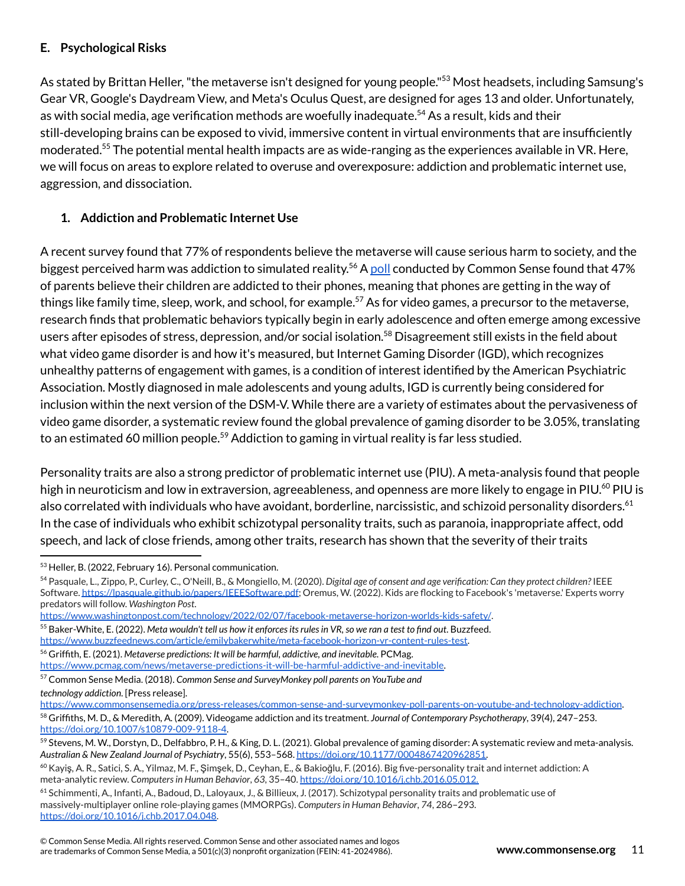### E. Psychological Risks

As stated by Brittan Heller, "the metaverse isn't designed for young people."[53] Most headsets, including Samsung's Gear VR, Google's Daydream View, and Meta's Oculus Quest, are designed for ages 13 and older. Unfortunately, as with social media, age verification methods are woefully inadequate.[54] As a result, kids and their still-developing brains can be exposed to vivid, immersive content in virtual environments that are insufficiently moderated.[55] The potential mental health impacts are as wide-ranging as the experiences available in VR. Here, we will focus on areas to explore related to overuse and overexposure: addiction and problematic internet use, aggression, and dissociation.

#### 1. Addiction and Problematic Internet Use

A recent survey found that 77% of respondents believe the metaverse will cause serious harm to society, and the biggest perceived harm was addiction to simulated reality.[56] A poll conducted by Common Sense found that 47% of parents believe their children are addicted to their phones, meaning that phones are getting in the way of things like family time, sleep, work, and school, for example.[57] As for video games, a precursor to the metaverse, research finds that problematic behaviors typically begin in early adolescence and often emerge among excessive users after episodes of stress, depression, and/or social isolation.[58] Disagreement still exists in the field about what video game disorder is and how it's measured, but Internet Gaming Disorder (IGD), which recognizes unhealthy patterns of engagement with games, is a condition of interest identified by the American Psychiatric Association. Mostly diagnosed in male adolescents and young adults, IGD is currently being considered for inclusion within the next version of the DSM-V. While there are a variety of estimates about the pervasiveness of video game disorder, a systematic review found the global prevalence of gaming disorder to be 3.05%, translating to an estimated 60 million people.[59] Addiction to gaming in virtual reality is far less studied.

Personality traits are also a strong predictor of problematic internet use (PIU). A meta-analysis found that people high in neuroticism and low in extraversion, agreeableness, and openness are more likely to engage in PIU.[60] PIU is also correlated with individuals who have avoidant, borderline, narcissistic, and schizoid personality disorders.[61] In the case of individuals who exhibit schizotypal personality traits, such as paranoia, inappropriate affect, odd speech, and lack of close friends, among other traits, research has shown that the severity of their traits

---

[53] Heller, B. (2022, February 16). Personal communication.

[54] Pasquale, L., Zippo, P., Curley, C., O'Neill, B., & Mongiello, M. (2020). *Digital age of consent and age verification: Can they protect children?* IEEE Software. https://lpasquale.github.io/papers/IEEESoftware.pdf; Oremus, W. (2022). Kids are flocking to Facebook's 'metaverse.' Experts worry predators will follow. *Washington Post*. https://www.washingtonpost.com/technology/2022/02/07/facebook-metaverse-horizon-worlds-kids-safety/.

[55] Baker-White, E. (2022). *Meta wouldn't tell us how it enforces its rules in VR, so we ran a test to find out*. Buzzfeed. https://www.buzzfeednews.com/article/emilybakerwhite/meta-facebook-horizon-vr-content-rules-test.

[56] Griffith, E. (2021). *Metaverse predictions: It will be harmful, addictive, and inevitable*. PCMag. https://www.pcmag.com/news/metaverse-predictions-it-will-be-harmful-addictive-and-inevitable.

[57] Common Sense Media. (2018). *Common Sense and SurveyMonkey poll parents on YouTube and technology addiction*. [Press release]. https://www.commonsensemedia.org/press-releases/common-sense-and-surveymonkey-poll-parents-on-youtube-and-technology-addiction.

[58] Griffiths, M. D., & Meredith, A. (2009). Videogame addiction and its treatment. *Journal of Contemporary Psychotherapy*, 39(4), 247–253. https://doi.org/10.1007/s10879-009-9118-4.

[59] Stevens, M. W., Dorstyn, D., Delfabbro, P. H., & King, D. L. (2021). Global prevalence of gaming disorder: A systematic review and meta-analysis. *Australian & New Zealand Journal of Psychiatry*, 55(6), 553–568. https://doi.org/10.1177/0004867420962851.

[60] Kayiş, A. R., Satici, S. A., Yilmaz, M. F., Şimşek, D., Ceyhan, E., & Bakioğlu, F. (2016). Big five-personality trait and internet addiction: A meta-analytic review. *Computers in Human Behavior*, *63*, 35–40. https://doi.org/10.1016/j.chb.2016.05.012.

[61] Schimmenti, A., Infanti, A., Badoud, D., Laloyaux, J., & Billieux, J. (2017). Schizotypal personality traits and problematic use of massively-multiplayer online role-playing games (MMORPGs). *Computers in Human Behavior*, *74*, 286–293. https://doi.org/10.1016/j.chb.2017.04.048.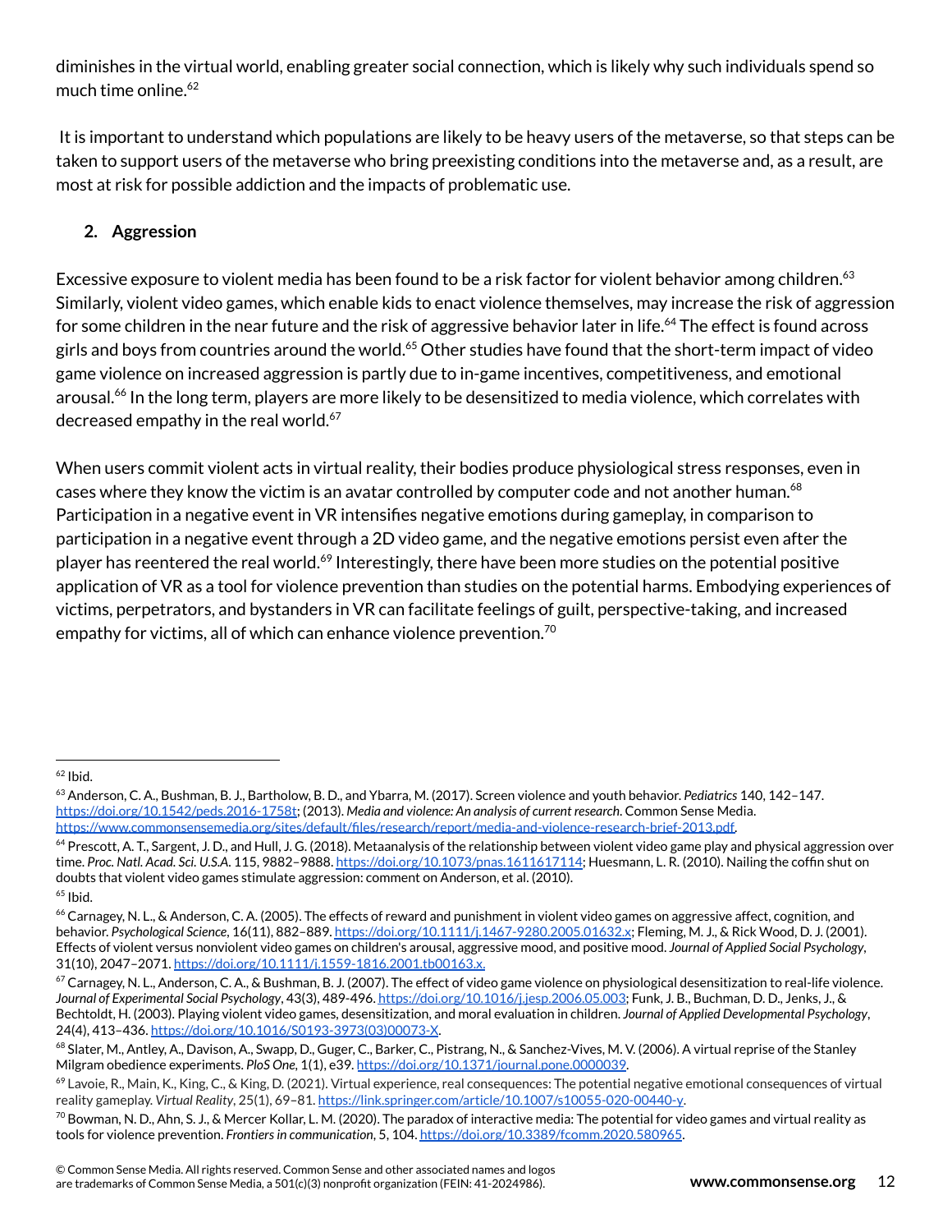diminishes in the virtual world, enabling greater social connection, which is likely why such individuals spend so much time online.[62]

It is important to understand which populations are likely to be heavy users of the metaverse, so that steps can be taken to support users of the metaverse who bring preexisting conditions into the metaverse and, as a result, are most at risk for possible addiction and the impacts of problematic use.

### 2. Aggression

Excessive exposure to violent media has been found to be a risk factor for violent behavior among children.[63] Similarly, violent video games, which enable kids to enact violence themselves, may increase the risk of aggression for some children in the near future and the risk of aggressive behavior later in life.[64] The effect is found across girls and boys from countries around the world.[65] Other studies have found that the short-term impact of video game violence on increased aggression is partly due to in-game incentives, competitiveness, and emotional arousal.[66] In the long term, players are more likely to be desensitized to media violence, which correlates with decreased empathy in the real world.[67]

When users commit violent acts in virtual reality, their bodies produce physiological stress responses, even in cases where they know the victim is an avatar controlled by computer code and not another human.[68] Participation in a negative event in VR intensifies negative emotions during gameplay, in comparison to participation in a negative event through a 2D video game, and the negative emotions persist even after the player has reentered the real world.[69] Interestingly, there have been more studies on the potential positive application of VR as a tool for violence prevention than studies on the potential harms. Embodying experiences of victims, perpetrators, and bystanders in VR can facilitate feelings of guilt, perspective-taking, and increased empathy for victims, all of which can enhance violence prevention.[70]

---

[62] Ibid.

[63] Anderson, C. A., Bushman, B. J., Bartholow, B. D., and Ybarra, M. (2017). Screen violence and youth behavior. *Pediatrics* 140, 142–147. https://doi.org/10.1542/peds.2016-1758t; (2013). *Media and violence: An analysis of current research*. Common Sense Media. https://www.commonsensemedia.org/sites/default/files/research/report/media-and-violence-research-brief-2013.pdf.

[64] Prescott, A. T., Sargent, J. D., and Hull, J. G. (2018). Metaanalysis of the relationship between violent video game play and physical aggression over time. *Proc. Natl. Acad. Sci. U.S.A.* 115, 9882–9888. https://doi.org/10.1073/pnas.1611617114; Huesmann, L. R. (2010). Nailing the coffin shut on doubts that violent video games stimulate aggression: comment on Anderson, et al. (2010).

[65] Ibid.

[66] Carnagey, N. L., & Anderson, C. A. (2005). The effects of reward and punishment in violent video games on aggressive affect, cognition, and behavior. *Psychological Science*, 16(11), 882–889. https://doi.org/10.1111/j.1467-9280.2005.01632.x; Fleming, M. J., & Rick Wood, D. J. (2001). Effects of violent versus nonviolent video games on children's arousal, aggressive mood, and positive mood. *Journal of Applied Social Psychology*, 31(10), 2047–2071. https://doi.org/10.1111/j.1559-1816.2001.tb00163.x.

[67] Carnagey, N. L., Anderson, C. A., & Bushman, B. J. (2007). The effect of video game violence on physiological desensitization to real-life violence. *Journal of Experimental Social Psychology*, 43(3), 489-496. https://doi.org/10.1016/j.jesp.2006.05.003; Funk, J. B., Buchman, D. D., Jenks, J., & Bechtoldt, H. (2003). Playing violent video games, desensitization, and moral evaluation in children. *Journal of Applied Developmental Psychology*, 24(4), 413–436. https://doi.org/10.1016/S0193-3973(03)00073-X.

[68] Slater, M., Antley, A., Davison, A., Swapp, D., Guger, C., Barker, C., Pistrang, N., & Sanchez-Vives, M. V. (2006). A virtual reprise of the Stanley Milgram obedience experiments. *PloS One*, 1(1), e39. https://doi.org/10.1371/journal.pone.0000039.

[69] Lavoie, R., Main, K., King, C., & King, D. (2021). Virtual experience, real consequences: The potential negative emotional consequences of virtual reality gameplay. *Virtual Reality*, 25(1), 69–81. https://link.springer.com/article/10.1007/s10055-020-00440-y.

[70] Bowman, N. D., Ahn, S. J., & Mercer Kollar, L. M. (2020). The paradox of interactive media: The potential for video games and virtual reality as tools for violence prevention. *Frontiers in communication*, 5, 104. https://doi.org/10.3389/fcomm.2020.580965.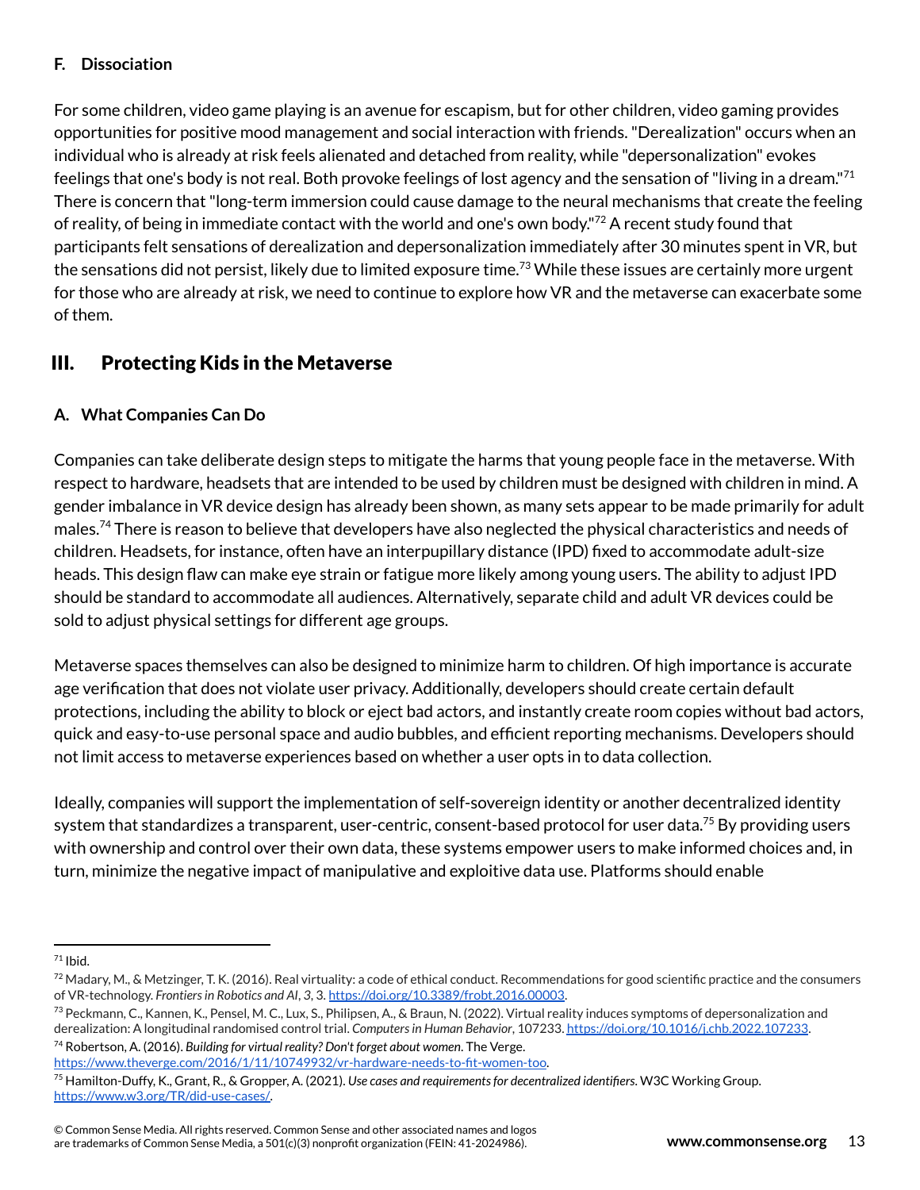### F. Dissociation

For some children, video game playing is an avenue for escapism, but for other children, video gaming provides opportunities for positive mood management and social interaction with friends. "Derealization" occurs when an individual who is already at risk feels alienated and detached from reality, while "depersonalization" evokes feelings that one's body is not real. Both provoke feelings of lost agency and the sensation of "living in a dream."[71] There is concern that "long-term immersion could cause damage to the neural mechanisms that create the feeling of reality, of being in immediate contact with the world and one's own body."[72] A recent study found that participants felt sensations of derealization and depersonalization immediately after 30 minutes spent in VR, but the sensations did not persist, likely due to limited exposure time.[73] While these issues are certainly more urgent for those who are already at risk, we need to continue to explore how VR and the metaverse can exacerbate some of them.

## III. Protecting Kids in the Metaverse

### A. What Companies Can Do

Companies can take deliberate design steps to mitigate the harms that young people face in the metaverse. With respect to hardware, headsets that are intended to be used by children must be designed with children in mind. A gender imbalance in VR device design has already been shown, as many sets appear to be made primarily for adult males.[74] There is reason to believe that developers have also neglected the physical characteristics and needs of children. Headsets, for instance, often have an interpupillary distance (IPD) fixed to accommodate adult-size heads. This design flaw can make eye strain or fatigue more likely among young users. The ability to adjust IPD should be standard to accommodate all audiences. Alternatively, separate child and adult VR devices could be sold to adjust physical settings for different age groups.

Metaverse spaces themselves can also be designed to minimize harm to children. Of high importance is accurate age verification that does not violate user privacy. Additionally, developers should create certain default protections, including the ability to block or eject bad actors, and instantly create room copies without bad actors, quick and easy-to-use personal space and audio bubbles, and efficient reporting mechanisms. Developers should not limit access to metaverse experiences based on whether a user opts in to data collection.

Ideally, companies will support the implementation of self-sovereign identity or another decentralized identity system that standardizes a transparent, user-centric, consent-based protocol for user data.[75] By providing users with ownership and control over their own data, these systems empower users to make informed choices and, in turn, minimize the negative impact of manipulative and exploitive data use. Platforms should enable

---

[71] Ibid.

[72] Madary, M., & Metzinger, T. K. (2016). Real virtuality: a code of ethical conduct. Recommendations for good scientific practice and the consumers of VR-technology. *Frontiers in Robotics and AI*, *3*, 3. https://doi.org/10.3389/frobt.2016.00003.

[73] Peckmann, C., Kannen, K., Pensel, M. C., Lux, S., Philipsen, A., & Braun, N. (2022). Virtual reality induces symptoms of depersonalization and derealization: A longitudinal randomised control trial. *Computers in Human Behavior*, 107233. https://doi.org/10.1016/j.chb.2022.107233.

[74] Robertson, A. (2016). *Building for virtual reality? Don't forget about women*. The Verge. https://www.theverge.com/2016/1/11/10749932/vr-hardware-needs-to-fit-women-too.

[75] Hamilton-Duffy, K., Grant, R., & Gropper, A. (2021). *Use cases and requirements for decentralized identifiers*. W3C Working Group. https://www.w3.org/TR/did-use-cases/.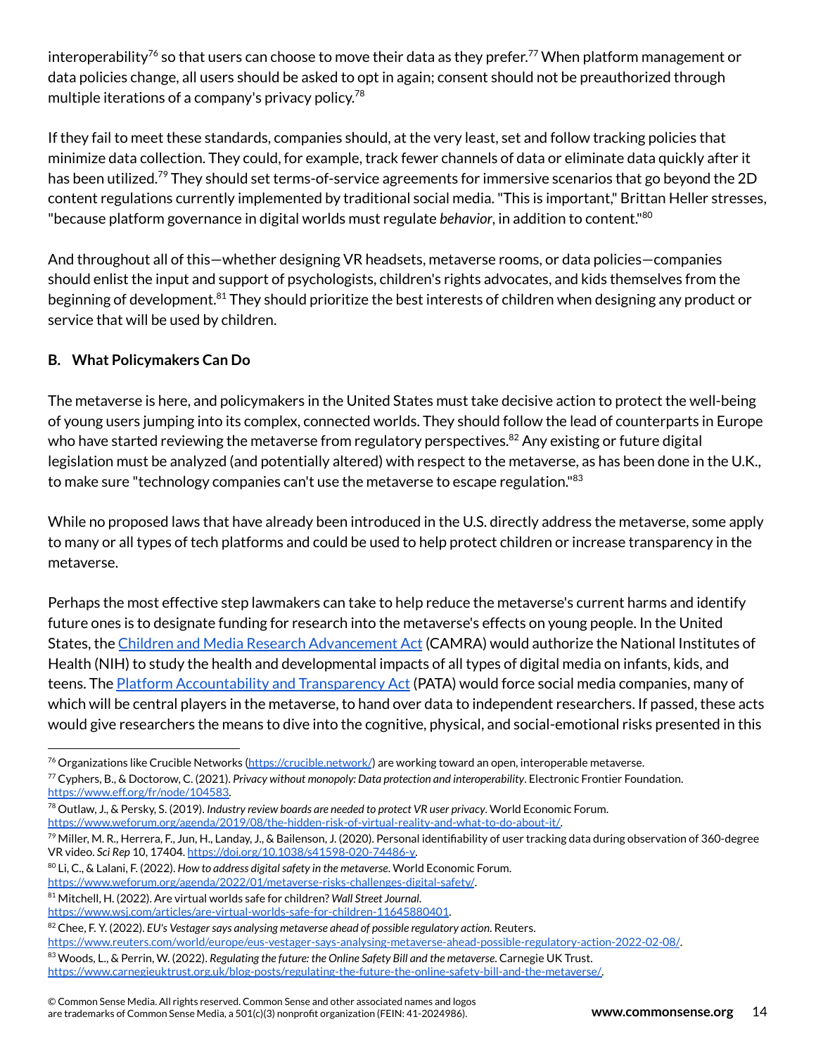interoperability[76] so that users can choose to move their data as they prefer.[77] When platform management or data policies change, all users should be asked to opt in again; consent should not be preauthorized through multiple iterations of a company's privacy policy.[78]

If they fail to meet these standards, companies should, at the very least, set and follow tracking policies that minimize data collection. They could, for example, track fewer channels of data or eliminate data quickly after it has been utilized.[79] They should set terms-of-service agreements for immersive scenarios that go beyond the 2D content regulations currently implemented by traditional social media. "This is important," Brittan Heller stresses, "because platform governance in digital worlds must regulate *behavior*, in addition to content."[80]

And throughout all of this—whether designing VR headsets, metaverse rooms, or data policies—companies should enlist the input and support of psychologists, children's rights advocates, and kids themselves from the beginning of development.[81] They should prioritize the best interests of children when designing any product or service that will be used by children.

### B. What Policymakers Can Do

The metaverse is here, and policymakers in the United States must take decisive action to protect the well-being of young users jumping into its complex, connected worlds. They should follow the lead of counterparts in Europe who have started reviewing the metaverse from regulatory perspectives.[82] Any existing or future digital legislation must be analyzed (and potentially altered) with respect to the metaverse, as has been done in the U.K., to make sure "technology companies can't use the metaverse to escape regulation."[83]

While no proposed laws that have already been introduced in the U.S. directly address the metaverse, some apply to many or all types of tech platforms and could be used to help protect children or increase transparency in the metaverse.

Perhaps the most effective step lawmakers can take to help reduce the metaverse's current harms and identify future ones is to designate funding for research into the metaverse's effects on young people. In the United States, the Children and Media Research Advancement Act (CAMRA) would authorize the National Institutes of Health (NIH) to study the health and developmental impacts of all types of digital media on infants, kids, and teens. The Platform Accountability and Transparency Act (PATA) would force social media companies, many of which will be central players in the metaverse, to hand over data to independent researchers. If passed, these acts would give researchers the means to dive into the cognitive, physical, and social-emotional risks presented in this

---

[76] Organizations like Crucible Networks (https://crucible.network/) are working toward an open, interoperable metaverse.

[77] Cyphers, B., & Doctorow, C. (2021). *Privacy without monopoly: Data protection and interoperability*. Electronic Frontier Foundation. https://www.eff.org/fr/node/104583.

[78] Outlaw, J., & Persky, S. (2019). *Industry review boards are needed to protect VR user privacy*. World Economic Forum. https://www.weforum.org/agenda/2019/08/the-hidden-risk-of-virtual-reality-and-what-to-do-about-it/.

[79] Miller, M. R., Herrera, F., Jun, H., Landay, J., & Bailenson, J. (2020). Personal identifiability of user tracking data during observation of 360-degree VR video. *Sci Rep* 10, 17404. https://doi.org/10.1038/s41598-020-74486-y.

[80] Li, C., & Lalani, F. (2022). *How to address digital safety in the metaverse*. World Economic Forum. https://www.weforum.org/agenda/2022/01/metaverse-risks-challenges-digital-safety/.

[81] Mitchell, H. (2022). Are virtual worlds safe for children? *Wall Street Journal*. https://www.wsj.com/articles/are-virtual-worlds-safe-for-children-11645880401.

[82] Chee, F. Y. (2022). *EU's Vestager says analysing metaverse ahead of possible regulatory action*. Reuters. https://www.reuters.com/world/europe/eus-vestager-says-analysing-metaverse-ahead-possible-regulatory-action-2022-02-08/.

[83] Woods, L., & Perrin, W. (2022). *Regulating the future: the Online Safety Bill and the metaverse*. Carnegie UK Trust. https://www.carnegieuktrust.org.uk/blog-posts/regulating-the-future-the-online-safety-bill-and-the-metaverse/.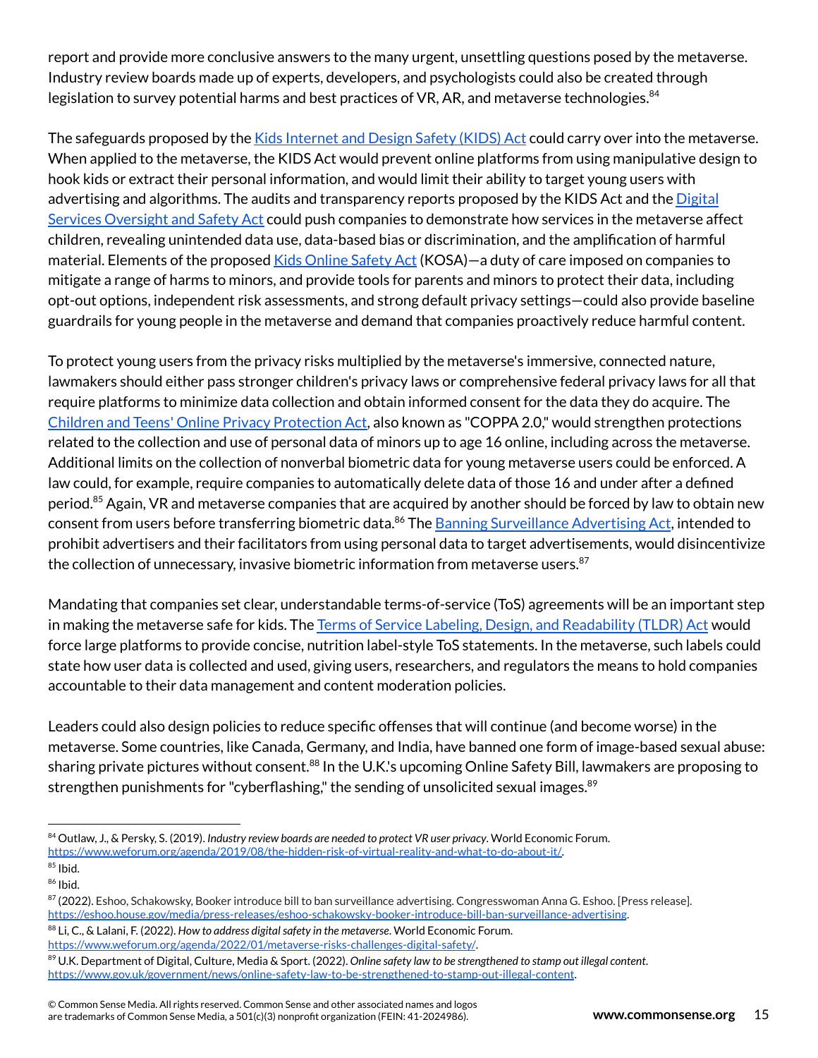report and provide more conclusive answers to the many urgent, unsettling questions posed by the metaverse. Industry review boards made up of experts, developers, and psychologists could also be created through legislation to survey potential harms and best practices of VR, AR, and metaverse technologies.[84]

The safeguards proposed by the [Kids Internet and Design Safety (KIDS) Act](#) could carry over into the metaverse. When applied to the metaverse, the KIDS Act would prevent online platforms from using manipulative design to hook kids or extract their personal information, and would limit their ability to target young users with advertising and algorithms. The audits and transparency reports proposed by the KIDS Act and the [Digital Services Oversight and Safety Act](#) could push companies to demonstrate how services in the metaverse affect children, revealing unintended data use, data-based bias or discrimination, and the amplification of harmful material. Elements of the proposed [Kids Online Safety Act](#) (KOSA)—a duty of care imposed on companies to mitigate a range of harms to minors, and provide tools for parents and minors to protect their data, including opt-out options, independent risk assessments, and strong default privacy settings—could also provide baseline guardrails for young people in the metaverse and demand that companies proactively reduce harmful content.

To protect young users from the privacy risks multiplied by the metaverse's immersive, connected nature, lawmakers should either pass stronger children's privacy laws or comprehensive federal privacy laws for all that require platforms to minimize data collection and obtain informed consent for the data they do acquire. The [Children and Teens' Online Privacy Protection Act](#), also known as "COPPA 2.0," would strengthen protections related to the collection and use of personal data of minors up to age 16 online, including across the metaverse. Additional limits on the collection of nonverbal biometric data for young metaverse users could be enforced. A law could, for example, require companies to automatically delete data of those 16 and under after a defined period.[85] Again, VR and metaverse companies that are acquired by another should be forced by law to obtain new consent from users before transferring biometric data.[86] The [Banning Surveillance Advertising Act](#), intended to prohibit advertisers and their facilitators from using personal data to target advertisements, would disincentivize the collection of unnecessary, invasive biometric information from metaverse users.[87]

Mandating that companies set clear, understandable terms-of-service (ToS) agreements will be an important step in making the metaverse safe for kids. The [Terms of Service Labeling, Design, and Readability (TLDR) Act](#) would force large platforms to provide concise, nutrition label-style ToS statements. In the metaverse, such labels could state how user data is collected and used, giving users, researchers, and regulators the means to hold companies accountable to their data management and content moderation policies.

Leaders could also design policies to reduce specific offenses that will continue (and become worse) in the metaverse. Some countries, like Canada, Germany, and India, have banned one form of image-based sexual abuse: sharing private pictures without consent.[88] In the U.K.'s upcoming Online Safety Bill, lawmakers are proposing to strengthen punishments for "cyberflashing," the sending of unsolicited sexual images.[89]

---

[84] Outlaw, J., & Persky, S. (2019). *Industry review boards are needed to protect VR user privacy*. World Economic Forum. https://www.weforum.org/agenda/2019/08/the-hidden-risk-of-virtual-reality-and-what-to-do-about-it/.

[85] Ibid.

[86] Ibid.

[87] (2022). Eshoo, Schakowsky, Booker introduce bill to ban surveillance advertising. Congresswoman Anna G. Eshoo. [Press release]. https://eshoo.house.gov/media/press-releases/eshoo-schakowsky-booker-introduce-bill-ban-surveillance-advertising.

[88] Li, C., & Lalani, F. (2022). *How to address digital safety in the metaverse*. World Economic Forum. https://www.weforum.org/agenda/2022/01/metaverse-risks-challenges-digital-safety/.

[89] U.K. Department of Digital, Culture, Media & Sport. (2022). *Online safety law to be strengthened to stamp out illegal content*. https://www.gov.uk/government/news/online-safety-law-to-be-strengthened-to-stamp-out-illegal-content.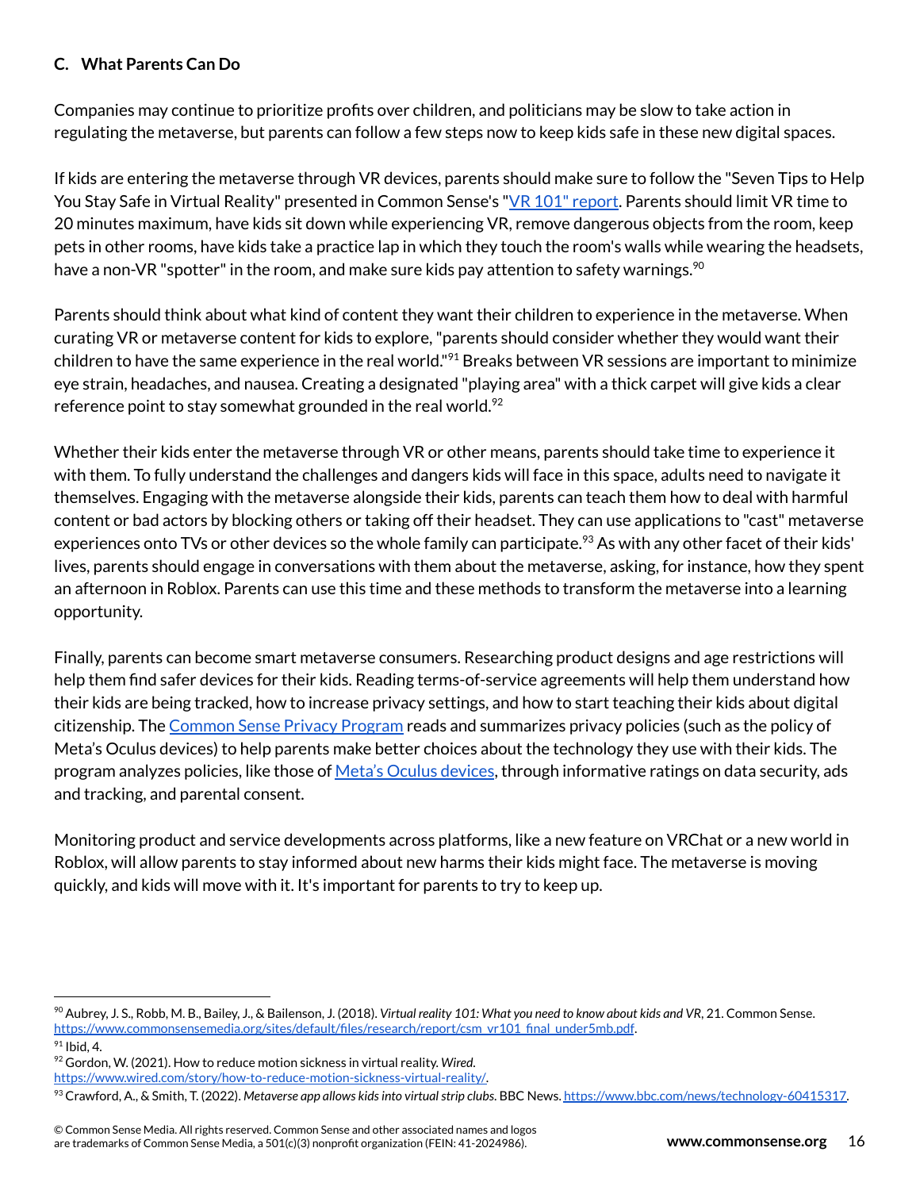### C. What Parents Can Do

Companies may continue to prioritize profits over children, and politicians may be slow to take action in regulating the metaverse, but parents can follow a few steps now to keep kids safe in these new digital spaces.

If kids are entering the metaverse through VR devices, parents should make sure to follow the "Seven Tips to Help You Stay Safe in Virtual Reality" presented in Common Sense's "[VR 101" report](https://www.commonsensemedia.org/sites/default/files/research/report/csm_vr101_final_under5mb.pdf). Parents should limit VR time to 20 minutes maximum, have kids sit down while experiencing VR, remove dangerous objects from the room, keep pets in other rooms, have kids take a practice lap in which they touch the room's walls while wearing the headsets, have a non-VR "spotter" in the room, and make sure kids pay attention to safety warnings.[90]

Parents should think about what kind of content they want their children to experience in the metaverse. When curating VR or metaverse content for kids to explore, "parents should consider whether they would want their children to have the same experience in the real world."[91] Breaks between VR sessions are important to minimize eye strain, headaches, and nausea. Creating a designated "playing area" with a thick carpet will give kids a clear reference point to stay somewhat grounded in the real world.[92]

Whether their kids enter the metaverse through VR or other means, parents should take time to experience it with them. To fully understand the challenges and dangers kids will face in this space, adults need to navigate it themselves. Engaging with the metaverse alongside their kids, parents can teach them how to deal with harmful content or bad actors by blocking others or taking off their headset. They can use applications to "cast" metaverse experiences onto TVs or other devices so the whole family can participate.[93] As with any other facet of their kids' lives, parents should engage in conversations with them about the metaverse, asking, for instance, how they spent an afternoon in Roblox. Parents can use this time and these methods to transform the metaverse into a learning opportunity.

Finally, parents can become smart metaverse consumers. Researching product designs and age restrictions will help them find safer devices for their kids. Reading terms-of-service agreements will help them understand how their kids are being tracked, how to increase privacy settings, and how to start teaching their kids about digital citizenship. The Common Sense Privacy Program reads and summarizes privacy policies (such as the policy of Meta's Oculus devices) to help parents make better choices about the technology they use with their kids. The program analyzes policies, like those of Meta's Oculus devices, through informative ratings on data security, ads and tracking, and parental consent.

Monitoring product and service developments across platforms, like a new feature on VRChat or a new world in Roblox, will allow parents to stay informed about new harms their kids might face. The metaverse is moving quickly, and kids will move with it. It's important for parents to try to keep up.

---

[90] Aubrey, J. S., Robb, M. B., Bailey, J., & Bailenson, J. (2018). *Virtual reality 101: What you need to know about kids and VR*, 21. Common Sense. https://www.commonsensemedia.org/sites/default/files/research/report/csm_vr101_final_under5mb.pdf.

[91] Ibid, 4.

[92] Gordon, W. (2021). How to reduce motion sickness in virtual reality. *Wired*. https://www.wired.com/story/how-to-reduce-motion-sickness-virtual-reality/.

[93] Crawford, A., & Smith, T. (2022). *Metaverse app allows kids into virtual strip clubs*. BBC News. https://www.bbc.com/news/technology-60415317.

© Common Sense Media. All rights reserved. Common Sense and other associated names and logos are trademarks of Common Sense Media, a 501(c)(3) nonprofit organization (FEIN: 41-2024986).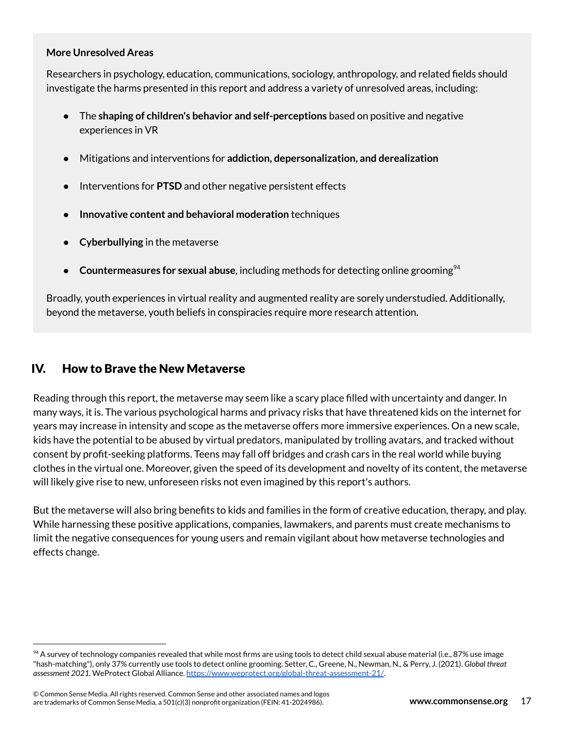**More Unresolved Areas**

Researchers in psychology, education, communications, sociology, anthropology, and related fields should investigate the harms presented in this report and address a variety of unresolved areas, including:

- The **shaping of children's behavior and self-perceptions** based on positive and negative experiences in VR
- Mitigations and interventions for **addiction, depersonalization, and derealization**
- Interventions for **PTSD** and other negative persistent effects
- **Innovative content and behavioral moderation** techniques
- **Cyberbullying** in the metaverse
- **Countermeasures for sexual abuse**, including methods for detecting online grooming[94]

Broadly, youth experiences in virtual reality and augmented reality are sorely understudied. Additionally, beyond the metaverse, youth beliefs in conspiracies require more research attention.

## IV. How to Brave the New Metaverse

Reading through this report, the metaverse may seem like a scary place filled with uncertainty and danger. In many ways, it is. The various psychological harms and privacy risks that have threatened kids on the internet for years may increase in intensity and scope as the metaverse offers more immersive experiences. On a new scale, kids have the potential to be abused by virtual predators, manipulated by trolling avatars, and tracked without consent by profit-seeking platforms. Teens may fall off bridges and crash cars in the real world while buying clothes in the virtual one. Moreover, given the speed of its development and novelty of its content, the metaverse will likely give rise to new, unforeseen risks not even imagined by this report's authors.

But the metaverse will also bring benefits to kids and families in the form of creative education, therapy, and play. While harnessing these positive applications, companies, lawmakers, and parents must create mechanisms to limit the negative consequences for young users and remain vigilant about how metaverse technologies and effects change.

---

[94] A survey of technology companies revealed that while most firms are using tools to detect child sexual abuse material (i.e., 87% use image "hash-matching"), only 37% currently use tools to detect online grooming. Setter, C., Greene, N., Newman, N., & Perry, J. (2021). *Global threat assessment 2021*. WeProtect Global Alliance. https://www.weprotect.org/global-threat-assessment-21/.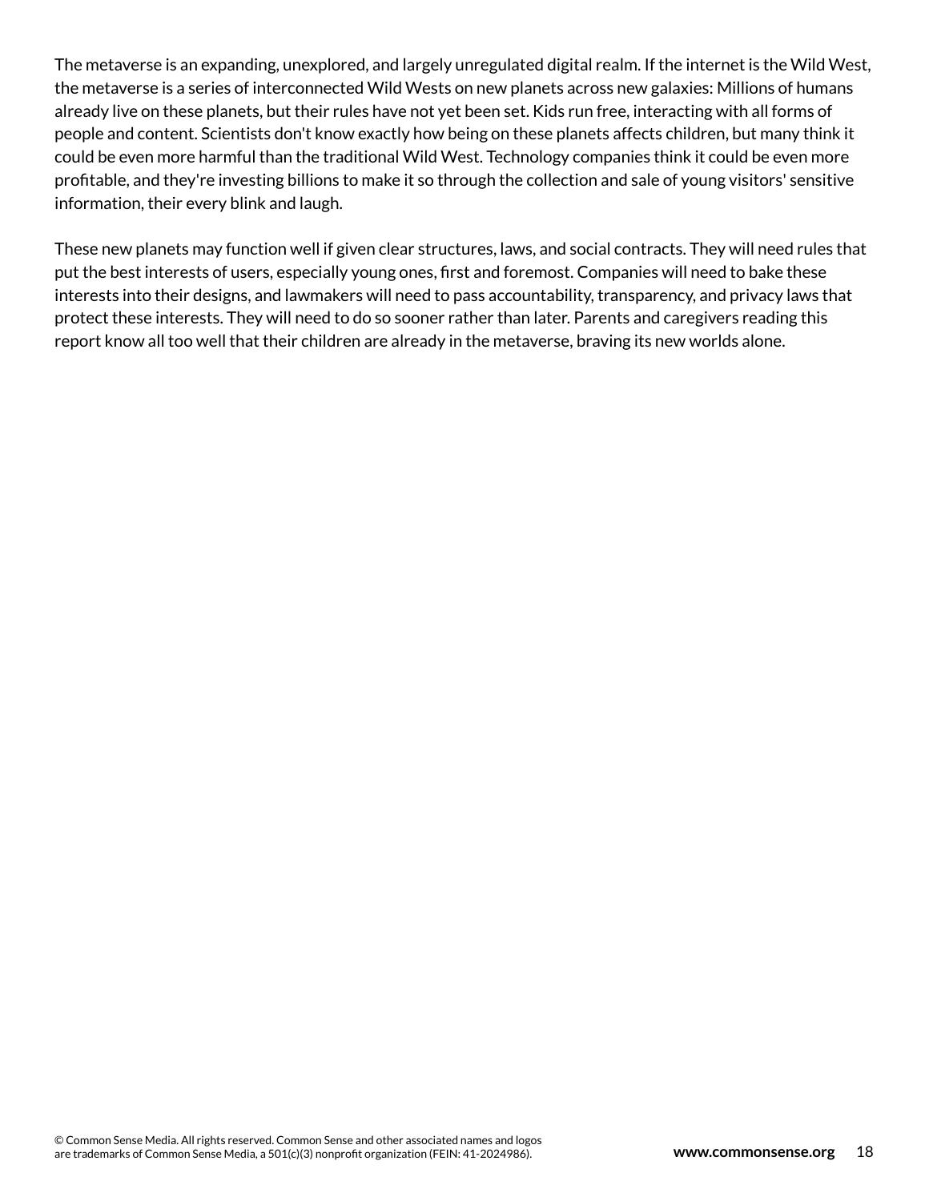The metaverse is an expanding, unexplored, and largely unregulated digital realm. If the internet is the Wild West, the metaverse is a series of interconnected Wild Wests on new planets across new galaxies: Millions of humans already live on these planets, but their rules have not yet been set. Kids run free, interacting with all forms of people and content. Scientists don't know exactly how being on these planets affects children, but many think it could be even more harmful than the traditional Wild West. Technology companies think it could be even more profitable, and they're investing billions to make it so through the collection and sale of young visitors' sensitive information, their every blink and laugh.

These new planets may function well if given clear structures, laws, and social contracts. They will need rules that put the best interests of users, especially young ones, first and foremost. Companies will need to bake these interests into their designs, and lawmakers will need to pass accountability, transparency, and privacy laws that protect these interests. They will need to do so sooner rather than later. Parents and caregivers reading this report know all too well that their children are already in the metaverse, braving its new worlds alone.